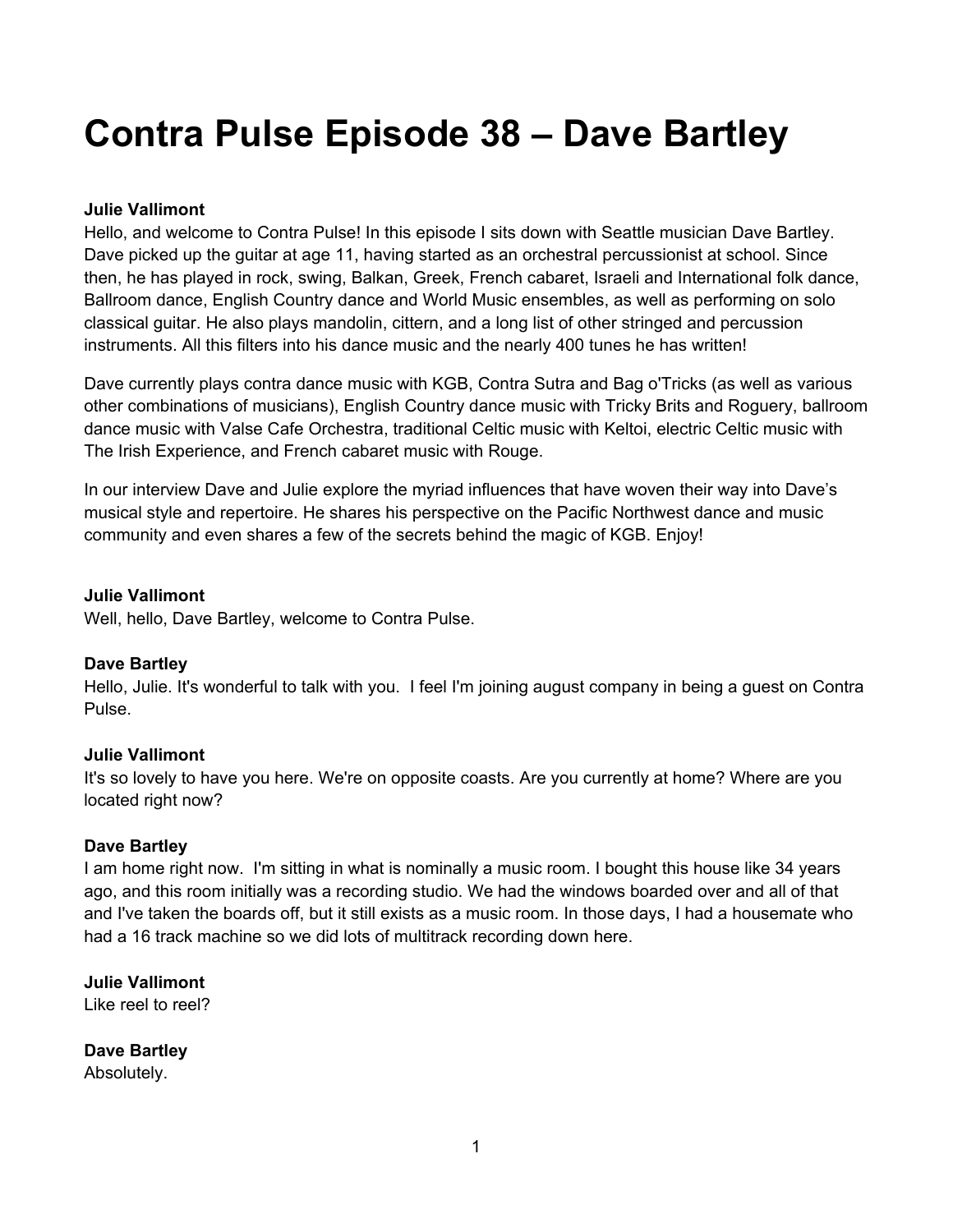# Contra Pulse Episode 38 – Dave Bartley

**Julie Vallimont**
Hello, and welcome to Contra Pulse! In this episode I sits down with Seattle musician Dave Bartley. Dave picked up the guitar at age 11, having started as an orchestral percussionist at school. Since then, he has played in rock, swing, Balkan, Greek, French cabaret, Israeli and International folk dance, Ballroom dance, English Country dance and World Music ensembles, as well as performing on solo classical guitar. He also plays mandolin, cittern, and a long list of other stringed and percussion instruments. All this filters into his dance music and the nearly 400 tunes he has written!

Dave currently plays contra dance music with KGB, Contra Sutra and Bag o'Tricks (as well as various other combinations of musicians), English Country dance music with Tricky Brits and Roguery, ballroom dance music with Valse Cafe Orchestra, traditional Celtic music with Keltoi, electric Celtic music with The Irish Experience, and French cabaret music with Rouge.

In our interview Dave and Julie explore the myriad influences that have woven their way into Dave's musical style and repertoire. He shares his perspective on the Pacific Northwest dance and music community and even shares a few of the secrets behind the magic of KGB. Enjoy!

**Julie Vallimont**
Well, hello, Dave Bartley, welcome to Contra Pulse.

**Dave Bartley**
Hello, Julie. It's wonderful to talk with you. I feel I'm joining august company in being a guest on Contra Pulse.

**Julie Vallimont**
It's so lovely to have you here. We're on opposite coasts. Are you currently at home? Where are you located right now?

**Dave Bartley**
I am home right now. I'm sitting in what is nominally a music room. I bought this house like 34 years ago, and this room initially was a recording studio. We had the windows boarded over and all of that and I've taken the boards off, but it still exists as a music room. In those days, I had a housemate who had a 16 track machine so we did lots of multitrack recording down here.

**Julie Vallimont**
Like reel to reel?

**Dave Bartley**
Absolutely.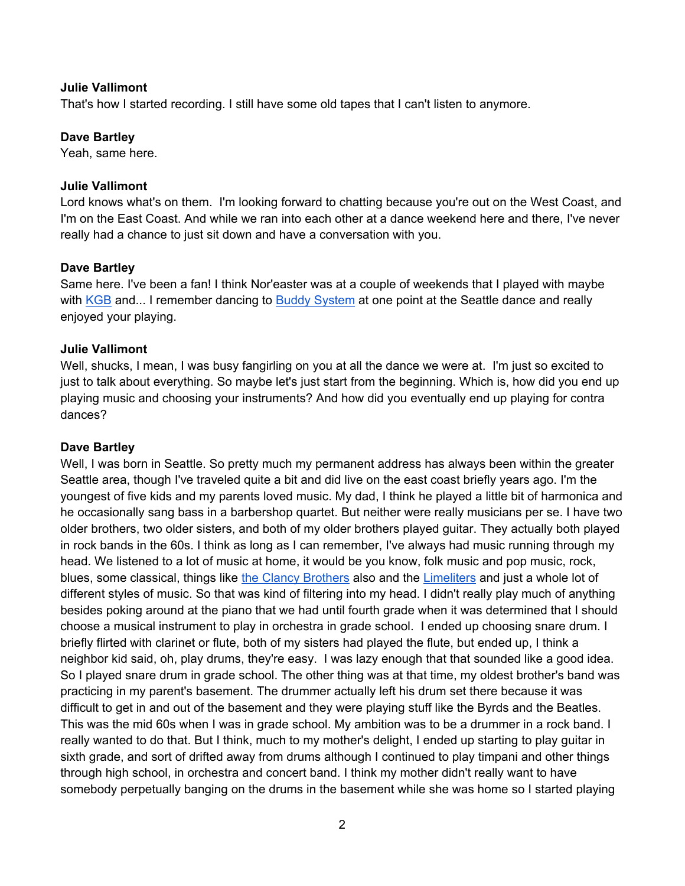**Julie Vallimont**
That's how I started recording. I still have some old tapes that I can't listen to anymore.

**Dave Bartley**
Yeah, same here.

**Julie Vallimont**
Lord knows what's on them. I'm looking forward to chatting because you're out on the West Coast, and I'm on the East Coast. And while we ran into each other at a dance weekend here and there, I've never really had a chance to just sit down and have a conversation with you.

**Dave Bartley**
Same here. I've been a fan! I think Nor'easter was at a couple of weekends that I played with maybe with KGB and... I remember dancing to Buddy System at one point at the Seattle dance and really enjoyed your playing.

**Julie Vallimont**
Well, shucks, I mean, I was busy fangirling on you at all the dance we were at. I'm just so excited to just to talk about everything. So maybe let's just start from the beginning. Which is, how did you end up playing music and choosing your instruments? And how did you eventually end up playing for contra dances?

**Dave Bartley**
Well, I was born in Seattle. So pretty much my permanent address has always been within the greater Seattle area, though I've traveled quite a bit and did live on the east coast briefly years ago. I'm the youngest of five kids and my parents loved music. My dad, I think he played a little bit of harmonica and he occasionally sang bass in a barbershop quartet. But neither were really musicians per se. I have two older brothers, two older sisters, and both of my older brothers played guitar. They actually both played in rock bands in the 60s. I think as long as I can remember, I've always had music running through my head. We listened to a lot of music at home, it would be you know, folk music and pop music, rock, blues, some classical, things like the Clancy Brothers also and the Limeliters and just a whole lot of different styles of music. So that was kind of filtering into my head. I didn't really play much of anything besides poking around at the piano that we had until fourth grade when it was determined that I should choose a musical instrument to play in orchestra in grade school. I ended up choosing snare drum. I briefly flirted with clarinet or flute, both of my sisters had played the flute, but ended up, I think a neighbor kid said, oh, play drums, they're easy. I was lazy enough that that sounded like a good idea. So I played snare drum in grade school. The other thing was at that time, my oldest brother's band was practicing in my parent's basement. The drummer actually left his drum set there because it was difficult to get in and out of the basement and they were playing stuff like the Byrds and the Beatles. This was the mid 60s when I was in grade school. My ambition was to be a drummer in a rock band. I really wanted to do that. But I think, much to my mother's delight, I ended up starting to play guitar in sixth grade, and sort of drifted away from drums although I continued to play timpani and other things through high school, in orchestra and concert band. I think my mother didn't really want to have somebody perpetually banging on the drums in the basement while she was home so I started playing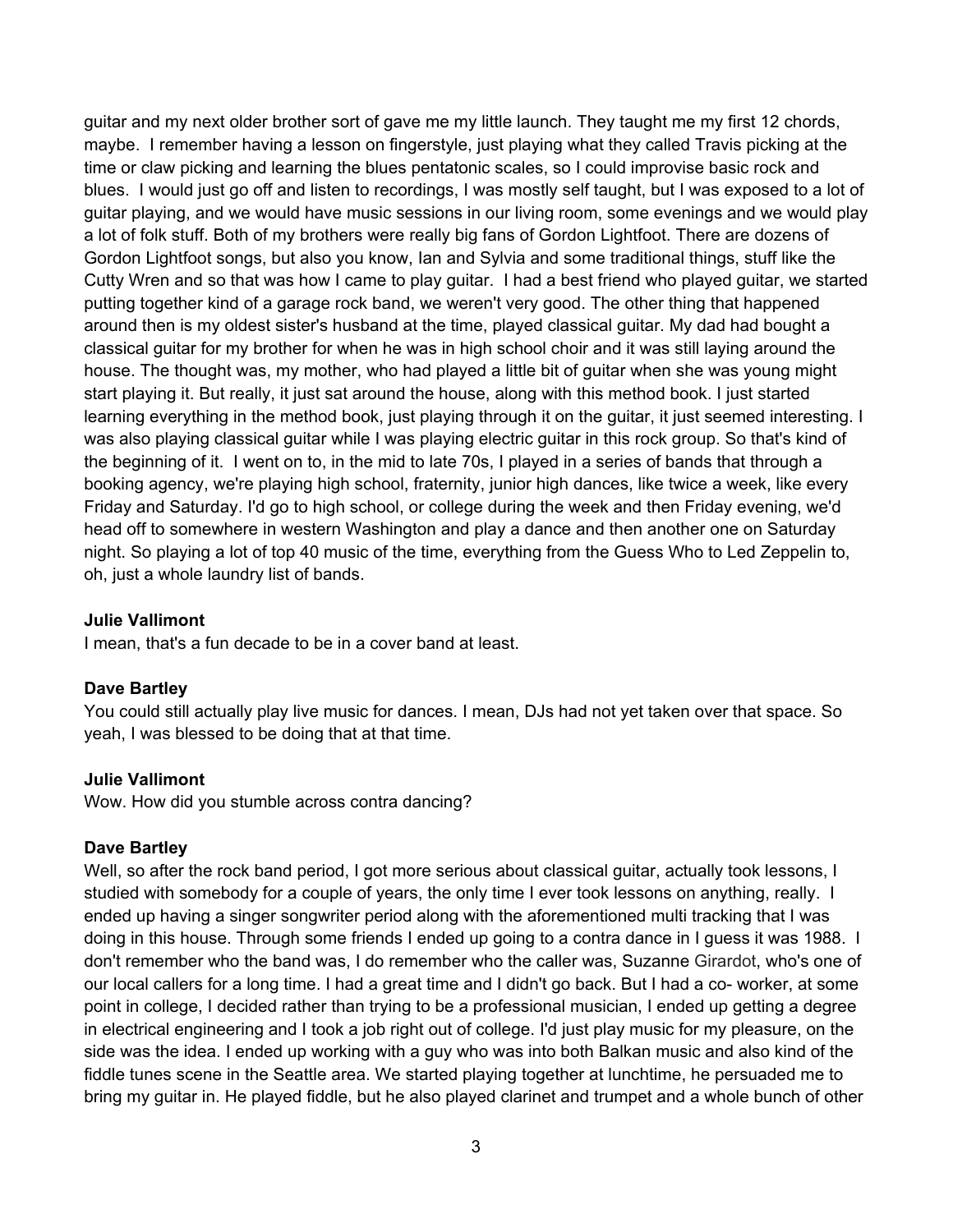guitar and my next older brother sort of gave me my little launch. They taught me my first 12 chords, maybe. I remember having a lesson on fingerstyle, just playing what they called Travis picking at the time or claw picking and learning the blues pentatonic scales, so I could improvise basic rock and blues. I would just go off and listen to recordings, I was mostly self taught, but I was exposed to a lot of guitar playing, and we would have music sessions in our living room, some evenings and we would play a lot of folk stuff. Both of my brothers were really big fans of Gordon Lightfoot. There are dozens of Gordon Lightfoot songs, but also you know, Ian and Sylvia and some traditional things, stuff like the Cutty Wren and so that was how I came to play guitar. I had a best friend who played guitar, we started putting together kind of a garage rock band, we weren't very good. The other thing that happened around then is my oldest sister's husband at the time, played classical guitar. My dad had bought a classical guitar for my brother for when he was in high school choir and it was still laying around the house. The thought was, my mother, who had played a little bit of guitar when she was young might start playing it. But really, it just sat around the house, along with this method book. I just started learning everything in the method book, just playing through it on the guitar, it just seemed interesting. I was also playing classical guitar while I was playing electric guitar in this rock group. So that's kind of the beginning of it. I went on to, in the mid to late 70s, I played in a series of bands that through a booking agency, we're playing high school, fraternity, junior high dances, like twice a week, like every Friday and Saturday. I'd go to high school, or college during the week and then Friday evening, we'd head off to somewhere in western Washington and play a dance and then another one on Saturday night. So playing a lot of top 40 music of the time, everything from the Guess Who to Led Zeppelin to, oh, just a whole laundry list of bands.

**Julie Vallimont**
I mean, that's a fun decade to be in a cover band at least.

**Dave Bartley**
You could still actually play live music for dances. I mean, DJs had not yet taken over that space. So yeah, I was blessed to be doing that at that time.

**Julie Vallimont**
Wow. How did you stumble across contra dancing?

**Dave Bartley**
Well, so after the rock band period, I got more serious about classical guitar, actually took lessons, I studied with somebody for a couple of years, the only time I ever took lessons on anything, really. I ended up having a singer songwriter period along with the aforementioned multi tracking that I was doing in this house. Through some friends I ended up going to a contra dance in I guess it was 1988. I don't remember who the band was, I do remember who the caller was, Suzanne Girardot, who's one of our local callers for a long time. I had a great time and I didn't go back. But I had a co- worker, at some point in college, I decided rather than trying to be a professional musician, I ended up getting a degree in electrical engineering and I took a job right out of college. I'd just play music for my pleasure, on the side was the idea. I ended up working with a guy who was into both Balkan music and also kind of the fiddle tunes scene in the Seattle area. We started playing together at lunchtime, he persuaded me to bring my guitar in. He played fiddle, but he also played clarinet and trumpet and a whole bunch of other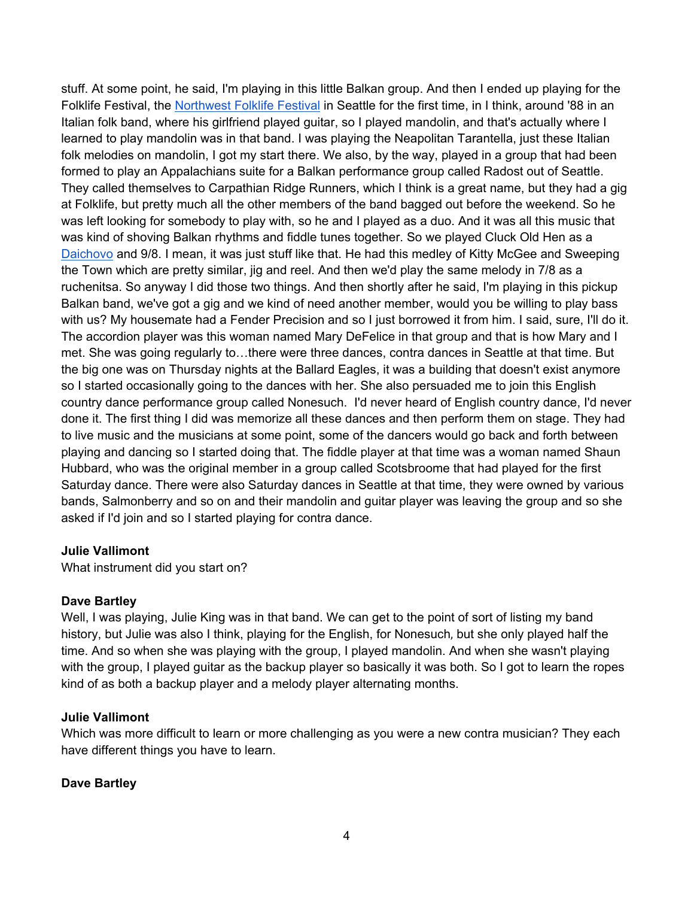stuff. At some point, he said, I'm playing in this little Balkan group. And then I ended up playing for the Folklife Festival, the [Northwest Folklife Festival](#) in Seattle for the first time, in I think, around '88 in an Italian folk band, where his girlfriend played guitar, so I played mandolin, and that's actually where I learned to play mandolin was in that band. I was playing the Neapolitan Tarantella, just these Italian folk melodies on mandolin, I got my start there. We also, by the way, played in a group that had been formed to play an Appalachians suite for a Balkan performance group called Radost out of Seattle. They called themselves to Carpathian Ridge Runners, which I think is a great name, but they had a gig at Folklife, but pretty much all the other members of the band bagged out before the weekend. So he was left looking for somebody to play with, so he and I played as a duo. And it was all this music that was kind of shoving Balkan rhythms and fiddle tunes together. So we played Cluck Old Hen as a [Daichovo](#) and 9/8. I mean, it was just stuff like that. He had this medley of Kitty McGee and Sweeping the Town which are pretty similar, jig and reel. And then we'd play the same melody in 7/8 as a ruchenitsa. So anyway I did those two things. And then shortly after he said, I'm playing in this pickup Balkan band, we've got a gig and we kind of need another member, would you be willing to play bass with us? My housemate had a Fender Precision and so I just borrowed it from him. I said, sure, I'll do it. The accordion player was this woman named Mary DeFelice in that group and that is how Mary and I met. She was going regularly to…there were three dances, contra dances in Seattle at that time. But the big one was on Thursday nights at the Ballard Eagles, it was a building that doesn't exist anymore so I started occasionally going to the dances with her. She also persuaded me to join this English country dance performance group called Nonesuch. I'd never heard of English country dance, I'd never done it. The first thing I did was memorize all these dances and then perform them on stage. They had to live music and the musicians at some point, some of the dancers would go back and forth between playing and dancing so I started doing that. The fiddle player at that time was a woman named Shaun Hubbard, who was the original member in a group called Scotsbroome that had played for the first Saturday dance. There were also Saturday dances in Seattle at that time, they were owned by various bands, Salmonberry and so on and their mandolin and guitar player was leaving the group and so she asked if I'd join and so I started playing for contra dance.

**Julie Vallimont**
What instrument did you start on?

**Dave Bartley**
Well, I was playing, Julie King was in that band. We can get to the point of sort of listing my band history, but Julie was also I think, playing for the English, for Nonesuch, but she only played half the time. And so when she was playing with the group, I played mandolin. And when she wasn't playing with the group, I played guitar as the backup player so basically it was both. So I got to learn the ropes kind of as both a backup player and a melody player alternating months.

**Julie Vallimont**
Which was more difficult to learn or more challenging as you were a new contra musician? They each have different things you have to learn.

**Dave Bartley**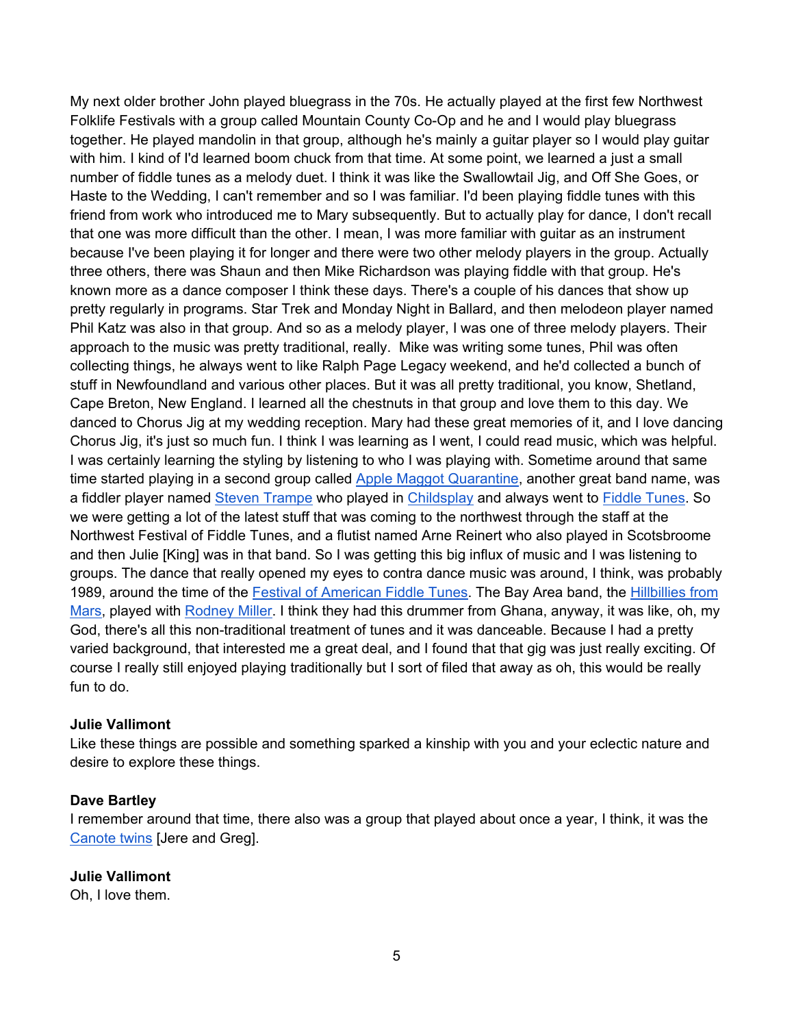My next older brother John played bluegrass in the 70s. He actually played at the first few Northwest Folklife Festivals with a group called Mountain County Co-Op and he and I would play bluegrass together. He played mandolin in that group, although he's mainly a guitar player so I would play guitar with him. I kind of I'd learned boom chuck from that time. At some point, we learned a just a small number of fiddle tunes as a melody duet. I think it was like the Swallowtail Jig, and Off She Goes, or Haste to the Wedding, I can't remember and so I was familiar. I'd been playing fiddle tunes with this friend from work who introduced me to Mary subsequently. But to actually play for dance, I don't recall that one was more difficult than the other. I mean, I was more familiar with guitar as an instrument because I've been playing it for longer and there were two other melody players in the group. Actually three others, there was Shaun and then Mike Richardson was playing fiddle with that group. He's known more as a dance composer I think these days. There's a couple of his dances that show up pretty regularly in programs. Star Trek and Monday Night in Ballard, and then melodeon player named Phil Katz was also in that group. And so as a melody player, I was one of three melody players. Their approach to the music was pretty traditional, really. Mike was writing some tunes, Phil was often collecting things, he always went to like Ralph Page Legacy weekend, and he'd collected a bunch of stuff in Newfoundland and various other places. But it was all pretty traditional, you know, Shetland, Cape Breton, New England. I learned all the chestnuts in that group and love them to this day. We danced to Chorus Jig at my wedding reception. Mary had these great memories of it, and I love dancing Chorus Jig, it's just so much fun. I think I was learning as I went, I could read music, which was helpful. I was certainly learning the styling by listening to who I was playing with. Sometime around that same time started playing in a second group called Apple Maggot Quarantine, another great band name, was a fiddler player named Steven Trampe who played in Childsplay and always went to Fiddle Tunes. So we were getting a lot of the latest stuff that was coming to the northwest through the staff at the Northwest Festival of Fiddle Tunes, and a flutist named Arne Reinert who also played in Scotsbroome and then Julie [King] was in that band. So I was getting this big influx of music and I was listening to groups. The dance that really opened my eyes to contra dance music was around, I think, was probably 1989, around the time of the Festival of American Fiddle Tunes. The Bay Area band, the Hillbillies from Mars, played with Rodney Miller. I think they had this drummer from Ghana, anyway, it was like, oh, my God, there's all this non-traditional treatment of tunes and it was danceable. Because I had a pretty varied background, that interested me a great deal, and I found that that gig was just really exciting. Of course I really still enjoyed playing traditionally but I sort of filed that away as oh, this would be really fun to do.

**Julie Vallimont**
Like these things are possible and something sparked a kinship with you and your eclectic nature and desire to explore these things.

**Dave Bartley**
I remember around that time, there also was a group that played about once a year, I think, it was the Canote twins [Jere and Greg].

**Julie Vallimont**
Oh, I love them.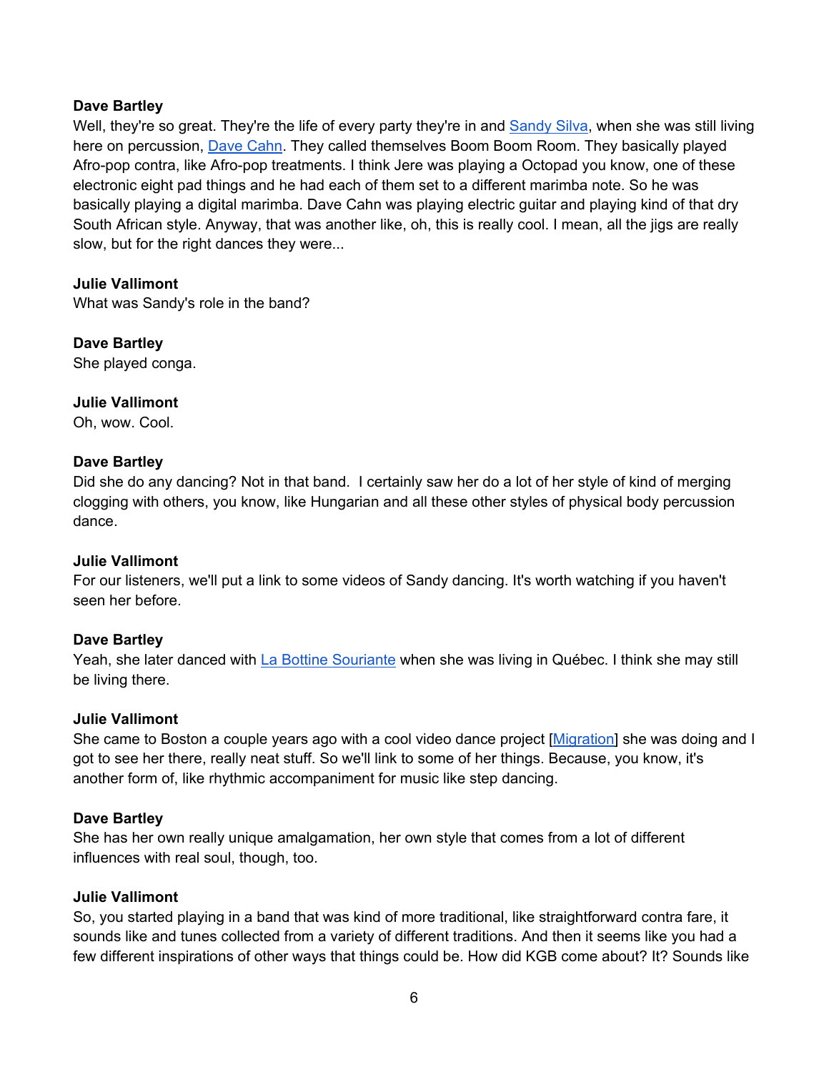**Dave Bartley**
Well, they're so great. They're the life of every party they're in and [Sandy Silva](), when she was still living here on percussion, [Dave Cahn](). They called themselves Boom Boom Room. They basically played Afro-pop contra, like Afro-pop treatments. I think Jere was playing a Octopad you know, one of these electronic eight pad things and he had each of them set to a different marimba note. So he was basically playing a digital marimba. Dave Cahn was playing electric guitar and playing kind of that dry South African style. Anyway, that was another like, oh, this is really cool. I mean, all the jigs are really slow, but for the right dances they were...

**Julie Vallimont**
What was Sandy's role in the band?

**Dave Bartley**
She played conga.

**Julie Vallimont**
Oh, wow. Cool.

**Dave Bartley**
Did she do any dancing? Not in that band. I certainly saw her do a lot of her style of kind of merging clogging with others, you know, like Hungarian and all these other styles of physical body percussion dance.

**Julie Vallimont**
For our listeners, we'll put a link to some videos of Sandy dancing. It's worth watching if you haven't seen her before.

**Dave Bartley**
Yeah, she later danced with [La Bottine Souriante]() when she was living in Québec. I think she may still be living there.

**Julie Vallimont**
She came to Boston a couple years ago with a cool video dance project [[Migration]()] she was doing and I got to see her there, really neat stuff. So we'll link to some of her things. Because, you know, it's another form of, like rhythmic accompaniment for music like step dancing.

**Dave Bartley**
She has her own really unique amalgamation, her own style that comes from a lot of different influences with real soul, though, too.

**Julie Vallimont**
So, you started playing in a band that was kind of more traditional, like straightforward contra fare, it sounds like and tunes collected from a variety of different traditions. And then it seems like you had a few different inspirations of other ways that things could be. How did KGB come about? It? Sounds like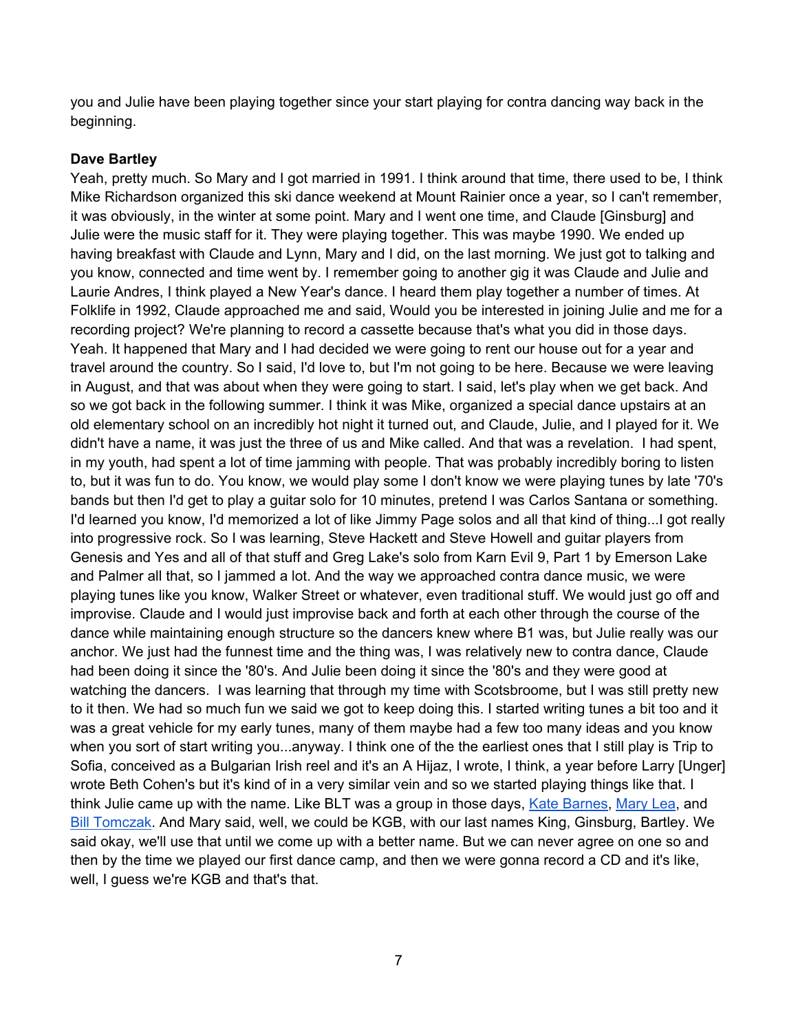you and Julie have been playing together since your start playing for contra dancing way back in the beginning.

**Dave Bartley**

Yeah, pretty much. So Mary and I got married in 1991. I think around that time, there used to be, I think Mike Richardson organized this ski dance weekend at Mount Rainier once a year, so I can't remember, it was obviously, in the winter at some point. Mary and I went one time, and Claude [Ginsburg] and Julie were the music staff for it. They were playing together. This was maybe 1990. We ended up having breakfast with Claude and Lynn, Mary and I did, on the last morning. We just got to talking and you know, connected and time went by. I remember going to another gig it was Claude and Julie and Laurie Andres, I think played a New Year's dance. I heard them play together a number of times. At Folklife in 1992, Claude approached me and said, Would you be interested in joining Julie and me for a recording project? We're planning to record a cassette because that's what you did in those days. Yeah. It happened that Mary and I had decided we were going to rent our house out for a year and travel around the country. So I said, I'd love to, but I'm not going to be here. Because we were leaving in August, and that was about when they were going to start. I said, let's play when we get back. And so we got back in the following summer. I think it was Mike, organized a special dance upstairs at an old elementary school on an incredibly hot night it turned out, and Claude, Julie, and I played for it. We didn't have a name, it was just the three of us and Mike called. And that was a revelation. I had spent, in my youth, had spent a lot of time jamming with people. That was probably incredibly boring to listen to, but it was fun to do. You know, we would play some I don't know we were playing tunes by late '70's bands but then I'd get to play a guitar solo for 10 minutes, pretend I was Carlos Santana or something. I'd learned you know, I'd memorized a lot of like Jimmy Page solos and all that kind of thing...I got really into progressive rock. So I was learning, Steve Hackett and Steve Howell and guitar players from Genesis and Yes and all of that stuff and Greg Lake's solo from Karn Evil 9, Part 1 by Emerson Lake and Palmer all that, so I jammed a lot. And the way we approached contra dance music, we were playing tunes like you know, Walker Street or whatever, even traditional stuff. We would just go off and improvise. Claude and I would just improvise back and forth at each other through the course of the dance while maintaining enough structure so the dancers knew where B1 was, but Julie really was our anchor. We just had the funnest time and the thing was, I was relatively new to contra dance, Claude had been doing it since the '80's. And Julie been doing it since the '80's and they were good at watching the dancers. I was learning that through my time with Scotsbroome, but I was still pretty new to it then. We had so much fun we said we got to keep doing this. I started writing tunes a bit too and it was a great vehicle for my early tunes, many of them maybe had a few too many ideas and you know when you sort of start writing you...anyway. I think one of the the earliest ones that I still play is Trip to Sofia, conceived as a Bulgarian Irish reel and it's an A Hijaz, I wrote, I think, a year before Larry [Unger] wrote Beth Cohen's but it's kind of in a very similar vein and so we started playing things like that. I think Julie came up with the name. Like BLT was a group in those days, Kate Barnes, Mary Lea, and Bill Tomczak. And Mary said, well, we could be KGB, with our last names King, Ginsburg, Bartley. We said okay, we'll use that until we come up with a better name. But we can never agree on one so and then by the time we played our first dance camp, and then we were gonna record a CD and it's like, well, I guess we're KGB and that's that.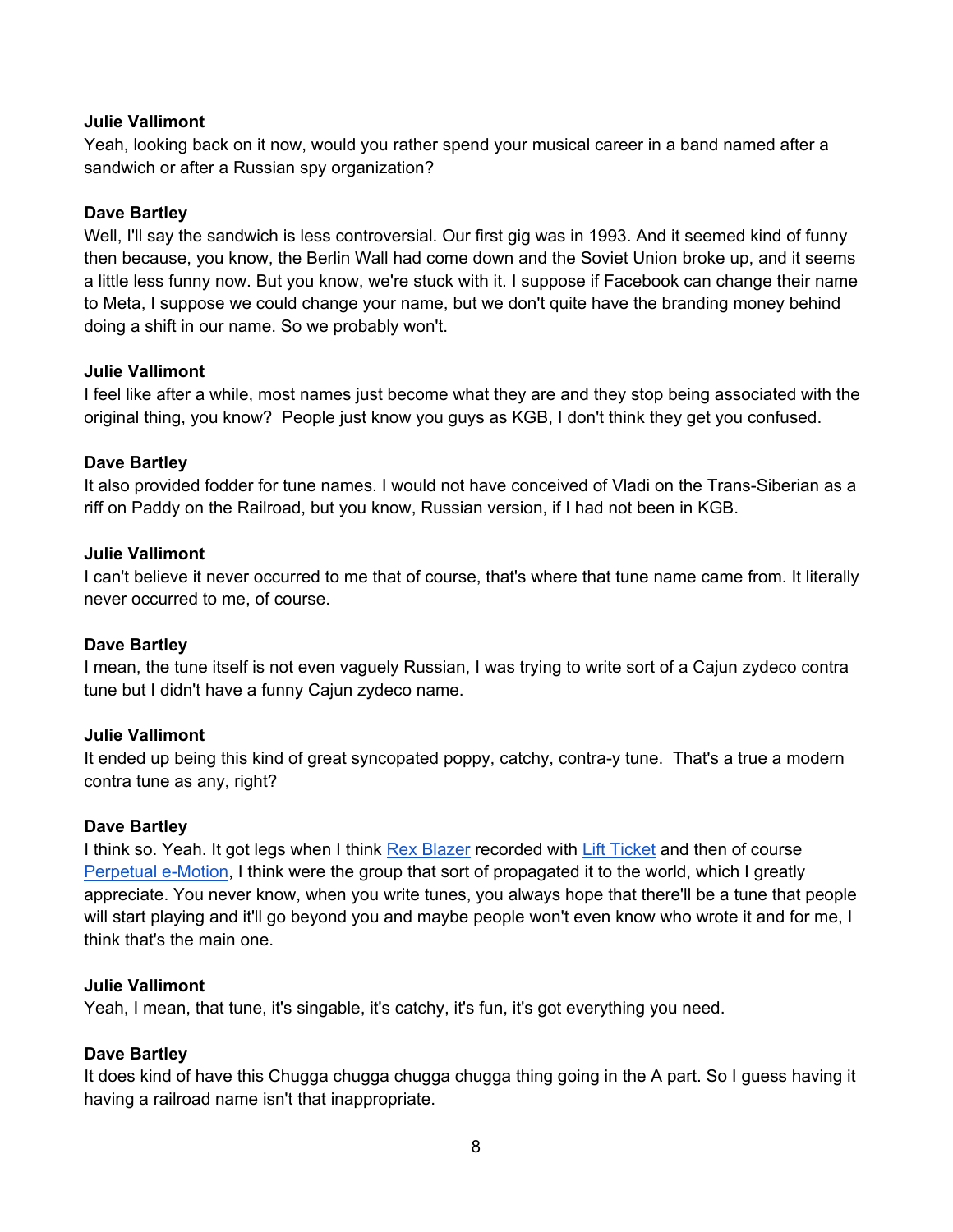**Julie Vallimont**
Yeah, looking back on it now, would you rather spend your musical career in a band named after a sandwich or after a Russian spy organization?

**Dave Bartley**
Well, I'll say the sandwich is less controversial. Our first gig was in 1993. And it seemed kind of funny then because, you know, the Berlin Wall had come down and the Soviet Union broke up, and it seems a little less funny now. But you know, we're stuck with it. I suppose if Facebook can change their name to Meta, I suppose we could change your name, but we don't quite have the branding money behind doing a shift in our name. So we probably won't.

**Julie Vallimont**
I feel like after a while, most names just become what they are and they stop being associated with the original thing, you know? People just know you guys as KGB, I don't think they get you confused.

**Dave Bartley**
It also provided fodder for tune names. I would not have conceived of Vladi on the Trans-Siberian as a riff on Paddy on the Railroad, but you know, Russian version, if I had not been in KGB.

**Julie Vallimont**
I can't believe it never occurred to me that of course, that's where that tune name came from. It literally never occurred to me, of course.

**Dave Bartley**
I mean, the tune itself is not even vaguely Russian, I was trying to write sort of a Cajun zydeco contra tune but I didn't have a funny Cajun zydeco name.

**Julie Vallimont**
It ended up being this kind of great syncopated poppy, catchy, contra-y tune. That's a true a modern contra tune as any, right?

**Dave Bartley**
I think so. Yeah. It got legs when I think Rex Blazer recorded with Lift Ticket and then of course Perpetual e-Motion, I think were the group that sort of propagated it to the world, which I greatly appreciate. You never know, when you write tunes, you always hope that there'll be a tune that people will start playing and it'll go beyond you and maybe people won't even know who wrote it and for me, I think that's the main one.

**Julie Vallimont**
Yeah, I mean, that tune, it's singable, it's catchy, it's fun, it's got everything you need.

**Dave Bartley**
It does kind of have this Chugga chugga chugga chugga thing going in the A part. So I guess having it having a railroad name isn't that inappropriate.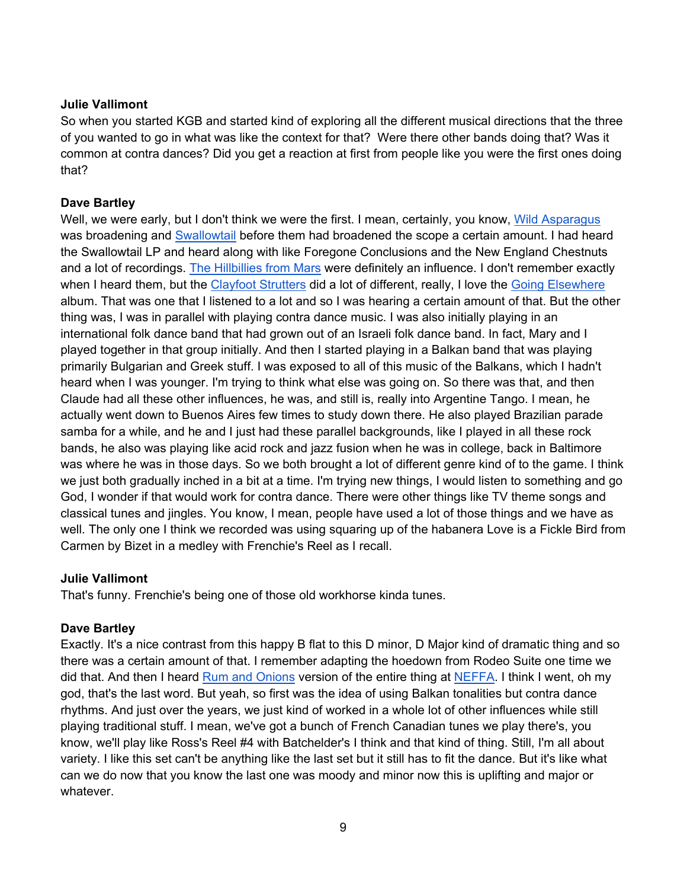**Julie Vallimont**
So when you started KGB and started kind of exploring all the different musical directions that the three of you wanted to go in what was like the context for that? Were there other bands doing that? Was it common at contra dances? Did you get a reaction at first from people like you were the first ones doing that?

**Dave Bartley**
Well, we were early, but I don't think we were the first. I mean, certainly, you know, Wild Asparagus was broadening and Swallowtail before them had broadened the scope a certain amount. I had heard the Swallowtail LP and heard along with like Foregone Conclusions and the New England Chestnuts and a lot of recordings. The Hillbillies from Mars were definitely an influence. I don't remember exactly when I heard them, but the Clayfoot Strutters did a lot of different, really, I love the Going Elsewhere album. That was one that I listened to a lot and so I was hearing a certain amount of that. But the other thing was, I was in parallel with playing contra dance music. I was also initially playing in an international folk dance band that had grown out of an Israeli folk dance band. In fact, Mary and I played together in that group initially. And then I started playing in a Balkan band that was playing primarily Bulgarian and Greek stuff. I was exposed to all of this music of the Balkans, which I hadn't heard when I was younger. I'm trying to think what else was going on. So there was that, and then Claude had all these other influences, he was, and still is, really into Argentine Tango. I mean, he actually went down to Buenos Aires few times to study down there. He also played Brazilian parade samba for a while, and he and I just had these parallel backgrounds, like I played in all these rock bands, he also was playing like acid rock and jazz fusion when he was in college, back in Baltimore was where he was in those days. So we both brought a lot of different genre kind of to the game. I think we just both gradually inched in a bit at a time. I'm trying new things, I would listen to something and go God, I wonder if that would work for contra dance. There were other things like TV theme songs and classical tunes and jingles. You know, I mean, people have used a lot of those things and we have as well. The only one I think we recorded was using squaring up of the habanera Love is a Fickle Bird from Carmen by Bizet in a medley with Frenchie's Reel as I recall.

**Julie Vallimont**
That's funny. Frenchie's being one of those old workhorse kinda tunes.

**Dave Bartley**
Exactly. It's a nice contrast from this happy B flat to this D minor, D Major kind of dramatic thing and so there was a certain amount of that. I remember adapting the hoedown from Rodeo Suite one time we did that. And then I heard Rum and Onions version of the entire thing at NEFFA. I think I went, oh my god, that's the last word. But yeah, so first was the idea of using Balkan tonalities but contra dance rhythms. And just over the years, we just kind of worked in a whole lot of other influences while still playing traditional stuff. I mean, we've got a bunch of French Canadian tunes we play there's, you know, we'll play like Ross's Reel #4 with Batchelder's I think and that kind of thing. Still, I'm all about variety. I like this set can't be anything like the last set but it still has to fit the dance. But it's like what can we do now that you know the last one was moody and minor now this is uplifting and major or whatever.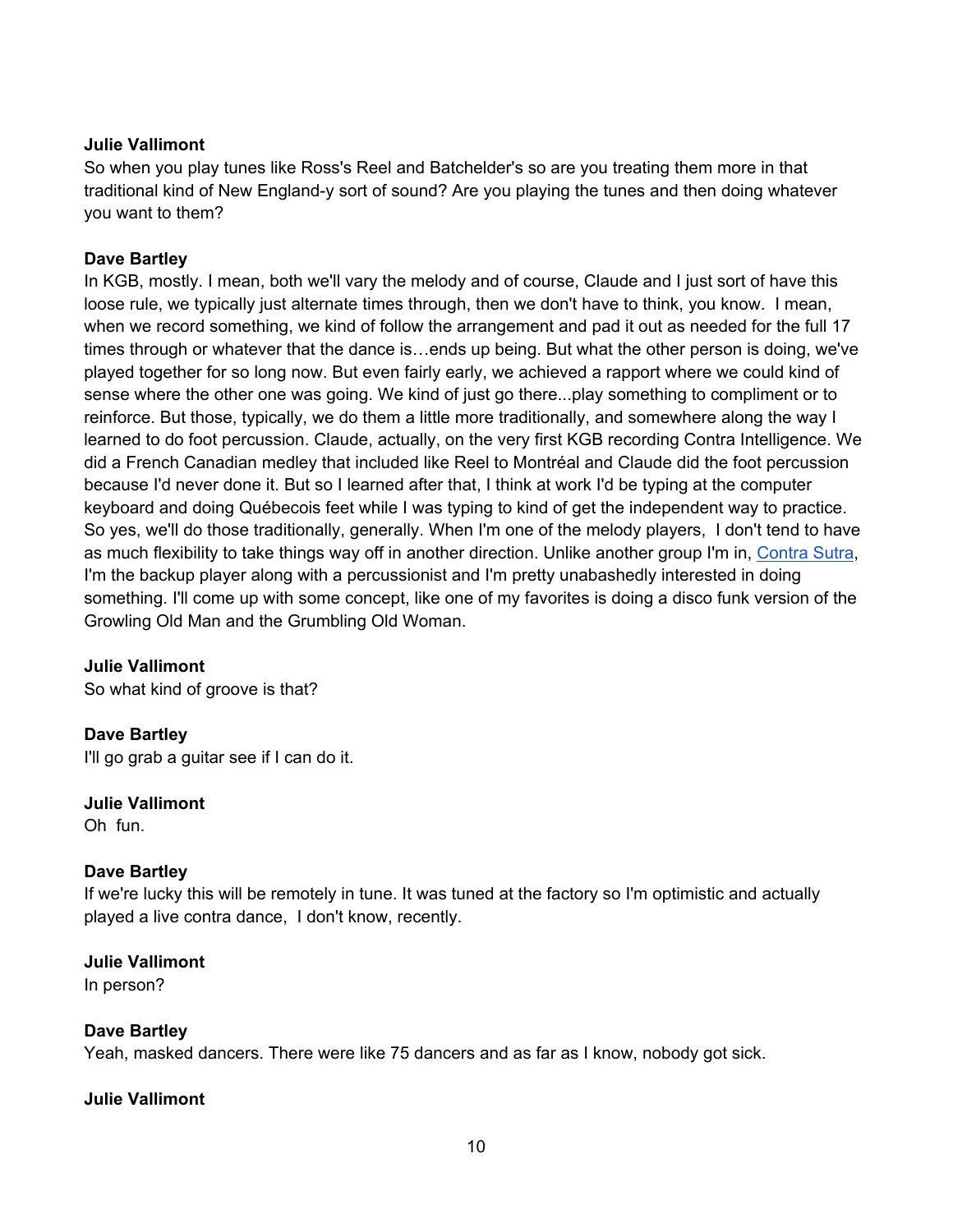**Julie Vallimont**
So when you play tunes like Ross's Reel and Batchelder's so are you treating them more in that traditional kind of New England-y sort of sound? Are you playing the tunes and then doing whatever you want to them?

**Dave Bartley**
In KGB, mostly. I mean, both we'll vary the melody and of course, Claude and I just sort of have this loose rule, we typically just alternate times through, then we don't have to think, you know. I mean, when we record something, we kind of follow the arrangement and pad it out as needed for the full 17 times through or whatever that the dance is…ends up being. But what the other person is doing, we've played together for so long now. But even fairly early, we achieved a rapport where we could kind of sense where the other one was going. We kind of just go there...play something to compliment or to reinforce. But those, typically, we do them a little more traditionally, and somewhere along the way I learned to do foot percussion. Claude, actually, on the very first KGB recording Contra Intelligence. We did a French Canadian medley that included like Reel to Montréal and Claude did the foot percussion because I'd never done it. But so I learned after that, I think at work I'd be typing at the computer keyboard and doing Québecois feet while I was typing to kind of get the independent way to practice. So yes, we'll do those traditionally, generally. When I'm one of the melody players, I don't tend to have as much flexibility to take things way off in another direction. Unlike another group I'm in, Contra Sutra, I'm the backup player along with a percussionist and I'm pretty unabashedly interested in doing something. I'll come up with some concept, like one of my favorites is doing a disco funk version of the Growling Old Man and the Grumbling Old Woman.

**Julie Vallimont**
So what kind of groove is that?

**Dave Bartley**
I'll go grab a guitar see if I can do it.

**Julie Vallimont**
Oh fun.

**Dave Bartley**
If we're lucky this will be remotely in tune. It was tuned at the factory so I'm optimistic and actually played a live contra dance, I don't know, recently.

**Julie Vallimont**
In person?

**Dave Bartley**
Yeah, masked dancers. There were like 75 dancers and as far as I know, nobody got sick.

**Julie Vallimont**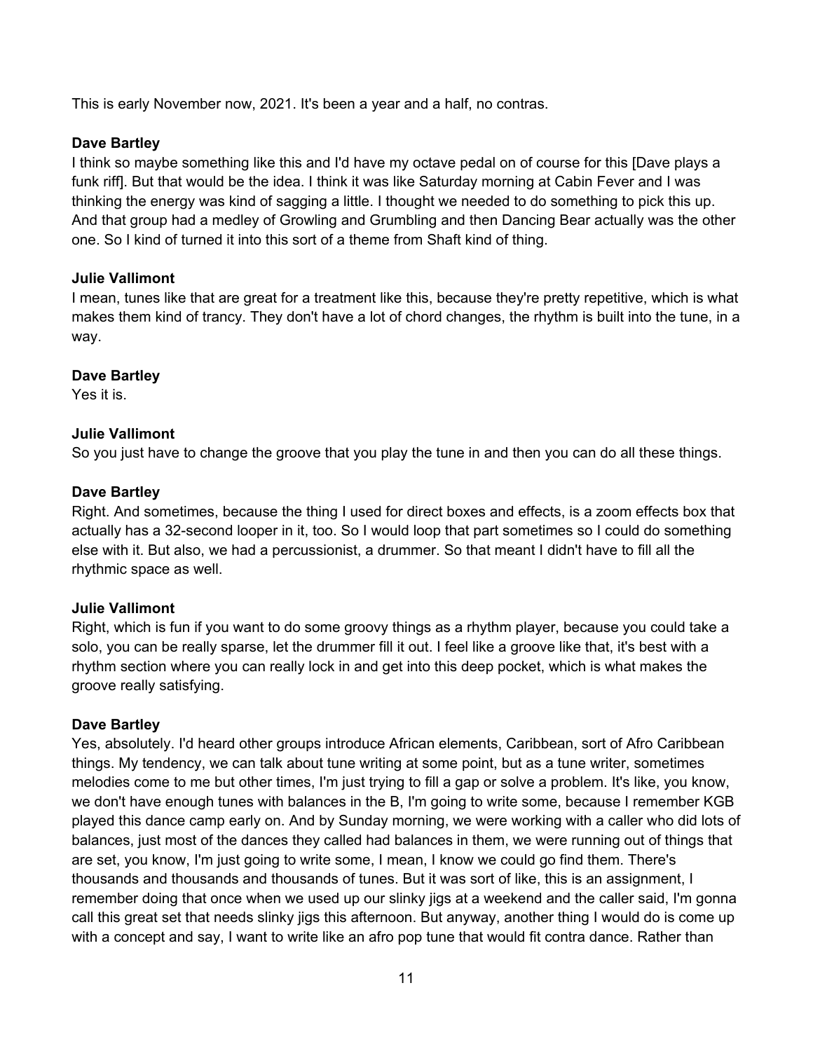This is early November now, 2021. It's been a year and a half, no contras.

**Dave Bartley**
I think so maybe something like this and I'd have my octave pedal on of course for this [Dave plays a funk riff]. But that would be the idea. I think it was like Saturday morning at Cabin Fever and I was thinking the energy was kind of sagging a little. I thought we needed to do something to pick this up. And that group had a medley of Growling and Grumbling and then Dancing Bear actually was the other one. So I kind of turned it into this sort of a theme from Shaft kind of thing.

**Julie Vallimont**
I mean, tunes like that are great for a treatment like this, because they're pretty repetitive, which is what makes them kind of trancy. They don't have a lot of chord changes, the rhythm is built into the tune, in a way.

**Dave Bartley**
Yes it is.

**Julie Vallimont**
So you just have to change the groove that you play the tune in and then you can do all these things.

**Dave Bartley**
Right. And sometimes, because the thing I used for direct boxes and effects, is a zoom effects box that actually has a 32-second looper in it, too. So I would loop that part sometimes so I could do something else with it. But also, we had a percussionist, a drummer. So that meant I didn't have to fill all the rhythmic space as well.

**Julie Vallimont**
Right, which is fun if you want to do some groovy things as a rhythm player, because you could take a solo, you can be really sparse, let the drummer fill it out. I feel like a groove like that, it's best with a rhythm section where you can really lock in and get into this deep pocket, which is what makes the groove really satisfying.

**Dave Bartley**
Yes, absolutely. I'd heard other groups introduce African elements, Caribbean, sort of Afro Caribbean things. My tendency, we can talk about tune writing at some point, but as a tune writer, sometimes melodies come to me but other times, I'm just trying to fill a gap or solve a problem. It's like, you know, we don't have enough tunes with balances in the B, I'm going to write some, because I remember KGB played this dance camp early on. And by Sunday morning, we were working with a caller who did lots of balances, just most of the dances they called had balances in them, we were running out of things that are set, you know, I'm just going to write some, I mean, I know we could go find them. There's thousands and thousands and thousands of tunes. But it was sort of like, this is an assignment, I remember doing that once when we used up our slinky jigs at a weekend and the caller said, I'm gonna call this great set that needs slinky jigs this afternoon. But anyway, another thing I would do is come up with a concept and say, I want to write like an afro pop tune that would fit contra dance. Rather than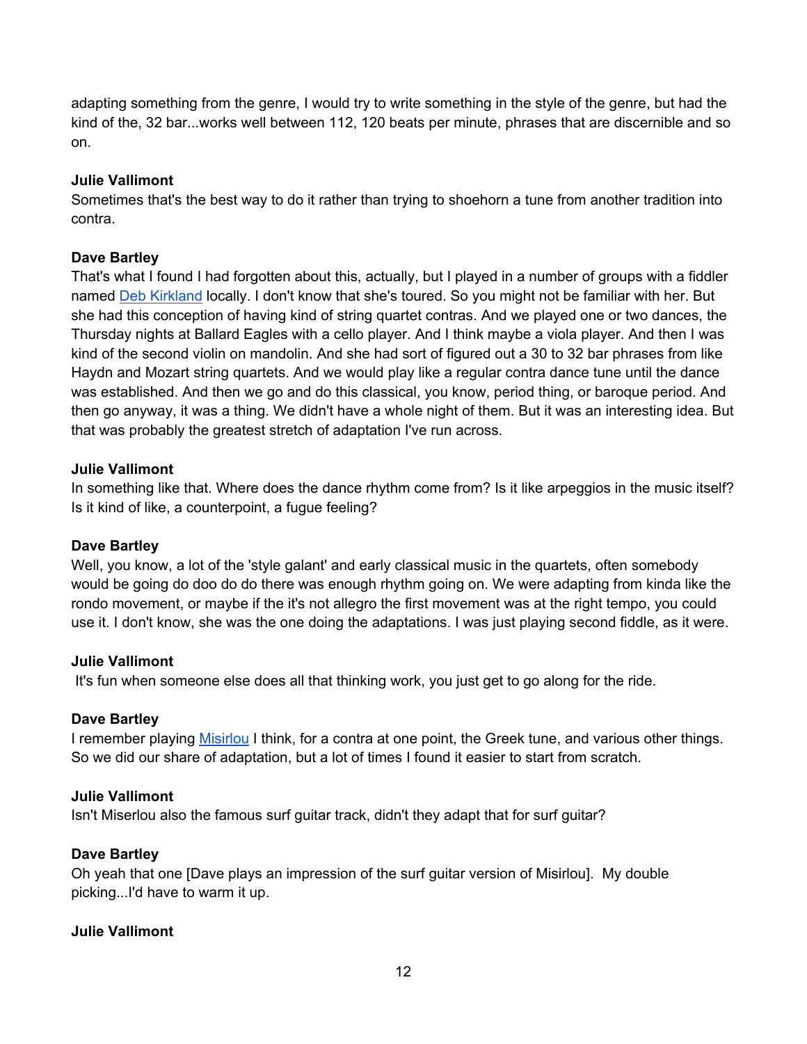adapting something from the genre, I would try to write something in the style of the genre, but had the kind of the, 32 bar...works well between 112, 120 beats per minute, phrases that are discernible and so on.

**Julie Vallimont**
Sometimes that's the best way to do it rather than trying to shoehorn a tune from another tradition into contra.

**Dave Bartley**
That's what I found I had forgotten about this, actually, but I played in a number of groups with a fiddler named [Deb Kirkland] locally. I don't know that she's toured. So you might not be familiar with her. But she had this conception of having kind of string quartet contras. And we played one or two dances, the Thursday nights at Ballard Eagles with a cello player. And I think maybe a viola player. And then I was kind of the second violin on mandolin. And she had sort of figured out a 30 to 32 bar phrases from like Haydn and Mozart string quartets. And we would play like a regular contra dance tune until the dance was established. And then we go and do this classical, you know, period thing, or baroque period. And then go anyway, it was a thing. We didn't have a whole night of them. But it was an interesting idea. But that was probably the greatest stretch of adaptation I've run across.

**Julie Vallimont**
In something like that. Where does the dance rhythm come from? Is it like arpeggios in the music itself? Is it kind of like, a counterpoint, a fugue feeling?

**Dave Bartley**
Well, you know, a lot of the 'style galant' and early classical music in the quartets, often somebody would be going do doo do do there was enough rhythm going on. We were adapting from kinda like the rondo movement, or maybe if the it's not allegro the first movement was at the right tempo, you could use it. I don't know, she was the one doing the adaptations. I was just playing second fiddle, as it were.

**Julie Vallimont**
It's fun when someone else does all that thinking work, you just get to go along for the ride.

**Dave Bartley**
I remember playing [Misirlou] I think, for a contra at one point, the Greek tune, and various other things. So we did our share of adaptation, but a lot of times I found it easier to start from scratch.

**Julie Vallimont**
Isn't Miserlou also the famous surf guitar track, didn't they adapt that for surf guitar?

**Dave Bartley**
Oh yeah that one [Dave plays an impression of the surf guitar version of Misirlou]. My double picking...I'd have to warm it up.

**Julie Vallimont**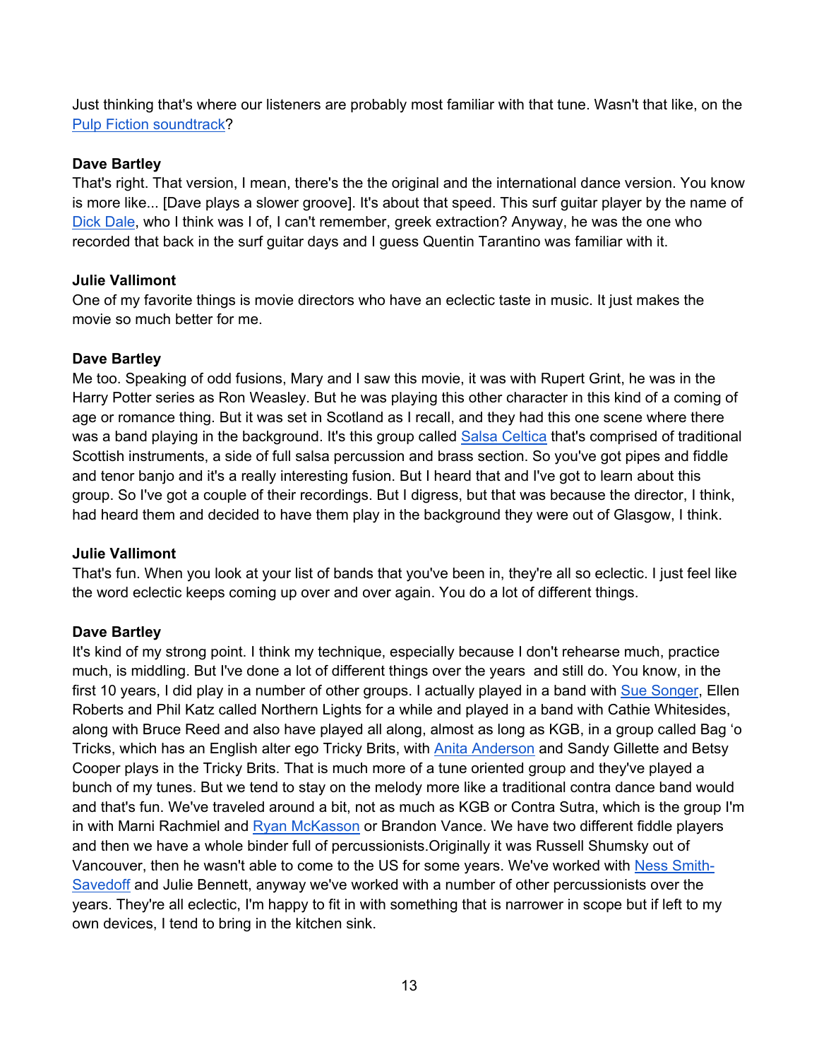Just thinking that's where our listeners are probably most familiar with that tune. Wasn't that like, on the Pulp Fiction soundtrack?

**Dave Bartley**
That's right. That version, I mean, there's the the original and the international dance version. You know is more like... [Dave plays a slower groove]. It's about that speed. This surf guitar player by the name of Dick Dale, who I think was I of, I can't remember, greek extraction? Anyway, he was the one who recorded that back in the surf guitar days and I guess Quentin Tarantino was familiar with it.

**Julie Vallimont**
One of my favorite things is movie directors who have an eclectic taste in music. It just makes the movie so much better for me.

**Dave Bartley**
Me too. Speaking of odd fusions, Mary and I saw this movie, it was with Rupert Grint, he was in the Harry Potter series as Ron Weasley. But he was playing this other character in this kind of a coming of age or romance thing. But it was set in Scotland as I recall, and they had this one scene where there was a band playing in the background. It's this group called Salsa Celtica that's comprised of traditional Scottish instruments, a side of full salsa percussion and brass section. So you've got pipes and fiddle and tenor banjo and it's a really interesting fusion. But I heard that and I've got to learn about this group. So I've got a couple of their recordings. But I digress, but that was because the director, I think, had heard them and decided to have them play in the background they were out of Glasgow, I think.

**Julie Vallimont**
That's fun. When you look at your list of bands that you've been in, they're all so eclectic. I just feel like the word eclectic keeps coming up over and over again. You do a lot of different things.

**Dave Bartley**
It's kind of my strong point. I think my technique, especially because I don't rehearse much, practice much, is middling. But I've done a lot of different things over the years and still do. You know, in the first 10 years, I did play in a number of other groups. I actually played in a band with Sue Songer, Ellen Roberts and Phil Katz called Northern Lights for a while and played in a band with Cathie Whitesides, along with Bruce Reed and also have played all along, almost as long as KGB, in a group called Bag 'o Tricks, which has an English alter ego Tricky Brits, with Anita Anderson and Sandy Gillette and Betsy Cooper plays in the Tricky Brits. That is much more of a tune oriented group and they've played a bunch of my tunes. But we tend to stay on the melody more like a traditional contra dance band would and that's fun. We've traveled around a bit, not as much as KGB or Contra Sutra, which is the group I'm in with Marni Rachmiel and Ryan McKasson or Brandon Vance. We have two different fiddle players and then we have a whole binder full of percussionists.Originally it was Russell Shumsky out of Vancouver, then he wasn't able to come to the US for some years. We've worked with Ness Smith-Savedoff and Julie Bennett, anyway we've worked with a number of other percussionists over the years. They're all eclectic, I'm happy to fit in with something that is narrower in scope but if left to my own devices, I tend to bring in the kitchen sink.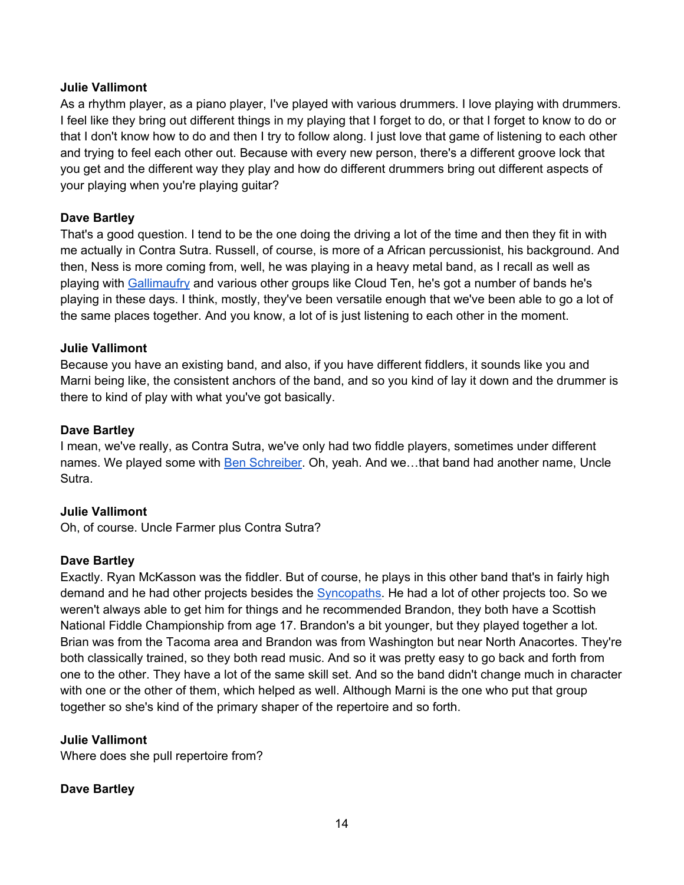**Julie Vallimont**

As a rhythm player, as a piano player, I've played with various drummers. I love playing with drummers. I feel like they bring out different things in my playing that I forget to do, or that I forget to know to do or that I don't know how to do and then I try to follow along. I just love that game of listening to each other and trying to feel each other out. Because with every new person, there's a different groove lock that you get and the different way they play and how do different drummers bring out different aspects of your playing when you're playing guitar?

**Dave Bartley**

That's a good question. I tend to be the one doing the driving a lot of the time and then they fit in with me actually in Contra Sutra. Russell, of course, is more of a African percussionist, his background. And then, Ness is more coming from, well, he was playing in a heavy metal band, as I recall as well as playing with Gallimaufry and various other groups like Cloud Ten, he's got a number of bands he's playing in these days. I think, mostly, they've been versatile enough that we've been able to go a lot of the same places together. And you know, a lot of is just listening to each other in the moment.

**Julie Vallimont**

Because you have an existing band, and also, if you have different fiddlers, it sounds like you and Marni being like, the consistent anchors of the band, and so you kind of lay it down and the drummer is there to kind of play with what you've got basically.

**Dave Bartley**

I mean, we've really, as Contra Sutra, we've only had two fiddle players, sometimes under different names. We played some with Ben Schreiber. Oh, yeah. And we…that band had another name, Uncle Sutra.

**Julie Vallimont**

Oh, of course. Uncle Farmer plus Contra Sutra?

**Dave Bartley**

Exactly. Ryan McKasson was the fiddler. But of course, he plays in this other band that's in fairly high demand and he had other projects besides the Syncopaths. He had a lot of other projects too. So we weren't always able to get him for things and he recommended Brandon, they both have a Scottish National Fiddle Championship from age 17. Brandon's a bit younger, but they played together a lot. Brian was from the Tacoma area and Brandon was from Washington but near North Anacortes. They're both classically trained, so they both read music. And so it was pretty easy to go back and forth from one to the other. They have a lot of the same skill set. And so the band didn't change much in character with one or the other of them, which helped as well. Although Marni is the one who put that group together so she's kind of the primary shaper of the repertoire and so forth.

**Julie Vallimont**

Where does she pull repertoire from?

**Dave Bartley**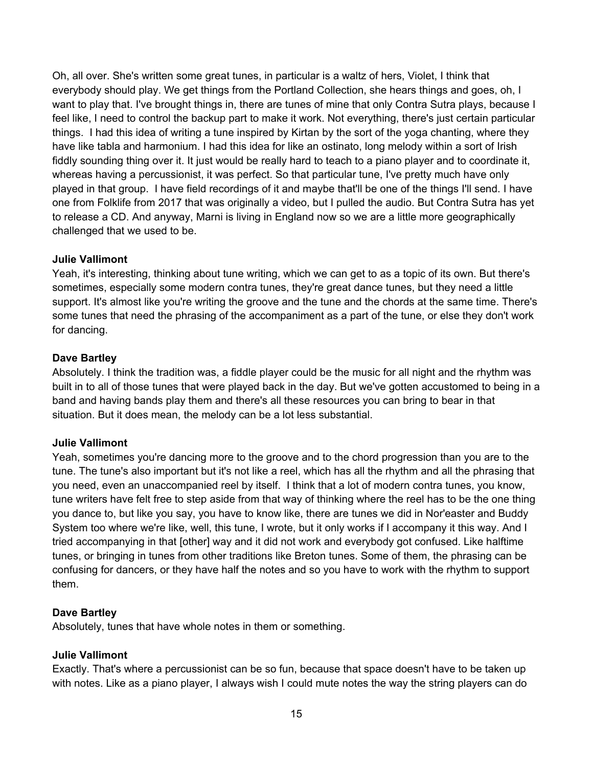Oh, all over. She's written some great tunes, in particular is a waltz of hers, Violet, I think that everybody should play. We get things from the Portland Collection, she hears things and goes, oh, I want to play that. I've brought things in, there are tunes of mine that only Contra Sutra plays, because I feel like, I need to control the backup part to make it work. Not everything, there's just certain particular things. I had this idea of writing a tune inspired by Kirtan by the sort of the yoga chanting, where they have like tabla and harmonium. I had this idea for like an ostinato, long melody within a sort of Irish fiddly sounding thing over it. It just would be really hard to teach to a piano player and to coordinate it, whereas having a percussionist, it was perfect. So that particular tune, I've pretty much have only played in that group. I have field recordings of it and maybe that'll be one of the things I'll send. I have one from Folklife from 2017 that was originally a video, but I pulled the audio. But Contra Sutra has yet to release a CD. And anyway, Marni is living in England now so we are a little more geographically challenged that we used to be.

**Julie Vallimont**
Yeah, it's interesting, thinking about tune writing, which we can get to as a topic of its own. But there's sometimes, especially some modern contra tunes, they're great dance tunes, but they need a little support. It's almost like you're writing the groove and the tune and the chords at the same time. There's some tunes that need the phrasing of the accompaniment as a part of the tune, or else they don't work for dancing.

**Dave Bartley**
Absolutely. I think the tradition was, a fiddle player could be the music for all night and the rhythm was built in to all of those tunes that were played back in the day. But we've gotten accustomed to being in a band and having bands play them and there's all these resources you can bring to bear in that situation. But it does mean, the melody can be a lot less substantial.

**Julie Vallimont**
Yeah, sometimes you're dancing more to the groove and to the chord progression than you are to the tune. The tune's also important but it's not like a reel, which has all the rhythm and all the phrasing that you need, even an unaccompanied reel by itself. I think that a lot of modern contra tunes, you know, tune writers have felt free to step aside from that way of thinking where the reel has to be the one thing you dance to, but like you say, you have to know like, there are tunes we did in Nor'easter and Buddy System too where we're like, well, this tune, I wrote, but it only works if I accompany it this way. And I tried accompanying in that [other] way and it did not work and everybody got confused. Like halftime tunes, or bringing in tunes from other traditions like Breton tunes. Some of them, the phrasing can be confusing for dancers, or they have half the notes and so you have to work with the rhythm to support them.

**Dave Bartley**
Absolutely, tunes that have whole notes in them or something.

**Julie Vallimont**
Exactly. That's where a percussionist can be so fun, because that space doesn't have to be taken up with notes. Like as a piano player, I always wish I could mute notes the way the string players can do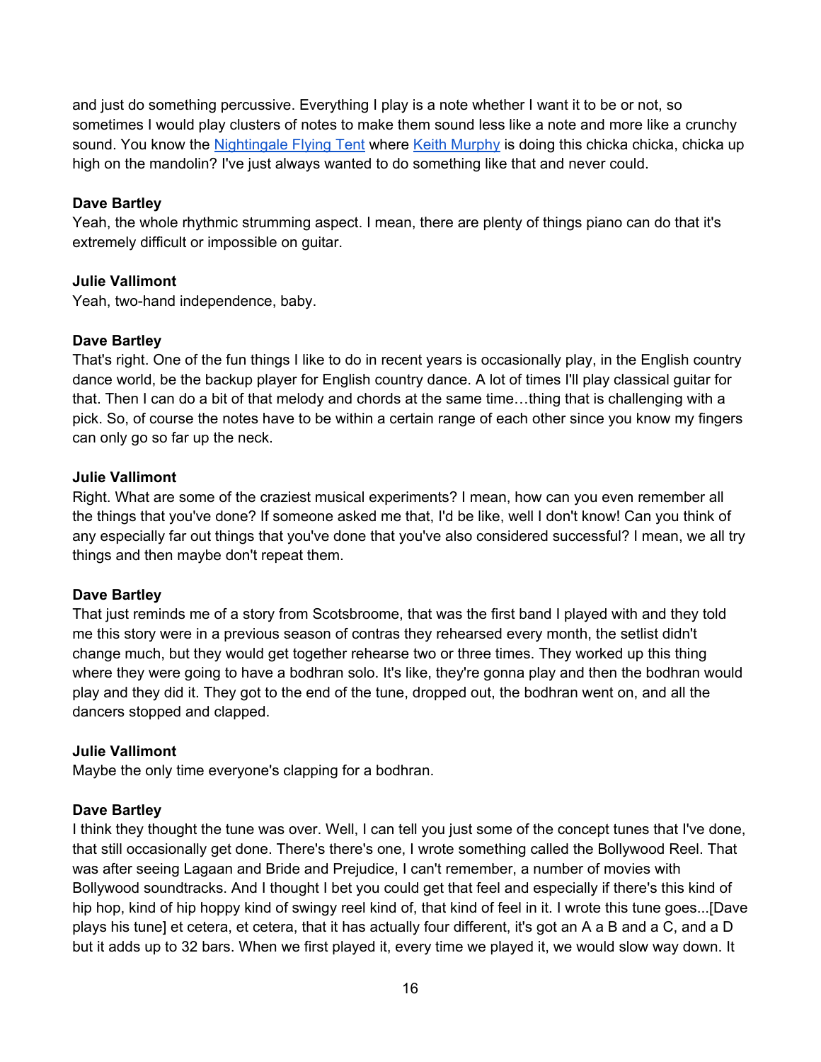and just do something percussive. Everything I play is a note whether I want it to be or not, so sometimes I would play clusters of notes to make them sound less like a note and more like a crunchy sound. You know the Nightingale Flying Tent where Keith Murphy is doing this chicka chicka, chicka up high on the mandolin? I've just always wanted to do something like that and never could.

**Dave Bartley**
Yeah, the whole rhythmic strumming aspect. I mean, there are plenty of things piano can do that it's extremely difficult or impossible on guitar.

**Julie Vallimont**
Yeah, two-hand independence, baby.

**Dave Bartley**
That's right. One of the fun things I like to do in recent years is occasionally play, in the English country dance world, be the backup player for English country dance. A lot of times I'll play classical guitar for that. Then I can do a bit of that melody and chords at the same time…thing that is challenging with a pick. So, of course the notes have to be within a certain range of each other since you know my fingers can only go so far up the neck.

**Julie Vallimont**
Right. What are some of the craziest musical experiments? I mean, how can you even remember all the things that you've done? If someone asked me that, I'd be like, well I don't know! Can you think of any especially far out things that you've done that you've also considered successful? I mean, we all try things and then maybe don't repeat them.

**Dave Bartley**
That just reminds me of a story from Scotsbroome, that was the first band I played with and they told me this story were in a previous season of contras they rehearsed every month, the setlist didn't change much, but they would get together rehearse two or three times. They worked up this thing where they were going to have a bodhran solo. It's like, they're gonna play and then the bodhran would play and they did it. They got to the end of the tune, dropped out, the bodhran went on, and all the dancers stopped and clapped.

**Julie Vallimont**
Maybe the only time everyone's clapping for a bodhran.

**Dave Bartley**
I think they thought the tune was over. Well, I can tell you just some of the concept tunes that I've done, that still occasionally get done. There's there's one, I wrote something called the Bollywood Reel. That was after seeing Lagaan and Bride and Prejudice, I can't remember, a number of movies with Bollywood soundtracks. And I thought I bet you could get that feel and especially if there's this kind of hip hop, kind of hip hoppy kind of swingy reel kind of, that kind of feel in it. I wrote this tune goes...[Dave plays his tune] et cetera, et cetera, that it has actually four different, it's got an A a B and a C, and a D but it adds up to 32 bars. When we first played it, every time we played it, we would slow way down. It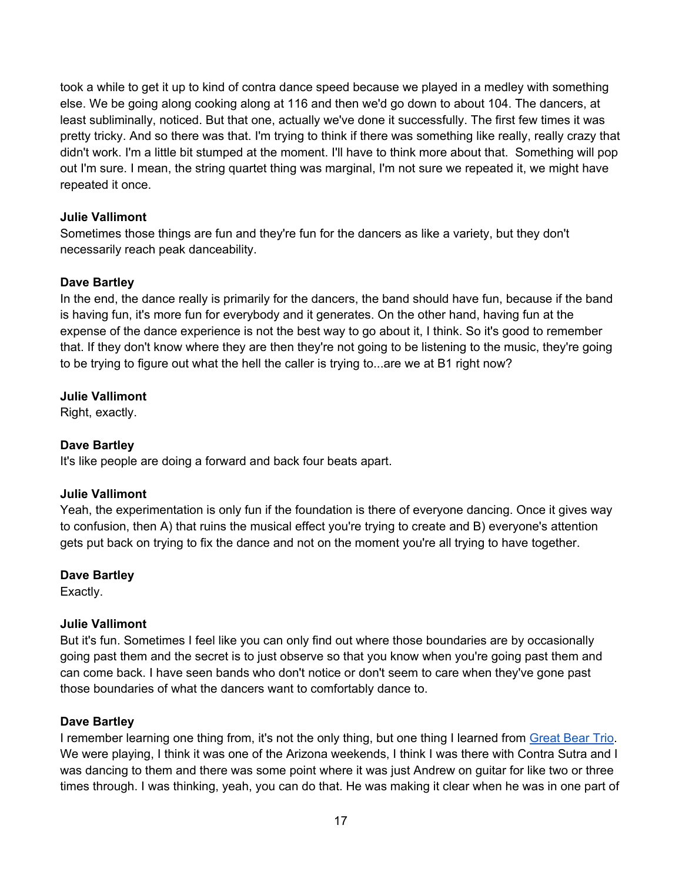took a while to get it up to kind of contra dance speed because we played in a medley with something else. We be going along cooking along at 116 and then we'd go down to about 104. The dancers, at least subliminally, noticed. But that one, actually we've done it successfully. The first few times it was pretty tricky. And so there was that. I'm trying to think if there was something like really, really crazy that didn't work. I'm a little bit stumped at the moment. I'll have to think more about that. Something will pop out I'm sure. I mean, the string quartet thing was marginal, I'm not sure we repeated it, we might have repeated it once.

**Julie Vallimont**
Sometimes those things are fun and they're fun for the dancers as like a variety, but they don't necessarily reach peak danceability.

**Dave Bartley**
In the end, the dance really is primarily for the dancers, the band should have fun, because if the band is having fun, it's more fun for everybody and it generates. On the other hand, having fun at the expense of the dance experience is not the best way to go about it, I think. So it's good to remember that. If they don't know where they are then they're not going to be listening to the music, they're going to be trying to figure out what the hell the caller is trying to...are we at B1 right now?

**Julie Vallimont**
Right, exactly.

**Dave Bartley**
It's like people are doing a forward and back four beats apart.

**Julie Vallimont**
Yeah, the experimentation is only fun if the foundation is there of everyone dancing. Once it gives way to confusion, then A) that ruins the musical effect you're trying to create and B) everyone's attention gets put back on trying to fix the dance and not on the moment you're all trying to have together.

**Dave Bartley**
Exactly.

**Julie Vallimont**
But it's fun. Sometimes I feel like you can only find out where those boundaries are by occasionally going past them and the secret is to just observe so that you know when you're going past them and can come back. I have seen bands who don't notice or don't seem to care when they've gone past those boundaries of what the dancers want to comfortably dance to.

**Dave Bartley**
I remember learning one thing from, it's not the only thing, but one thing I learned from Great Bear Trio. We were playing, I think it was one of the Arizona weekends, I think I was there with Contra Sutra and I was dancing to them and there was some point where it was just Andrew on guitar for like two or three times through. I was thinking, yeah, you can do that. He was making it clear when he was in one part of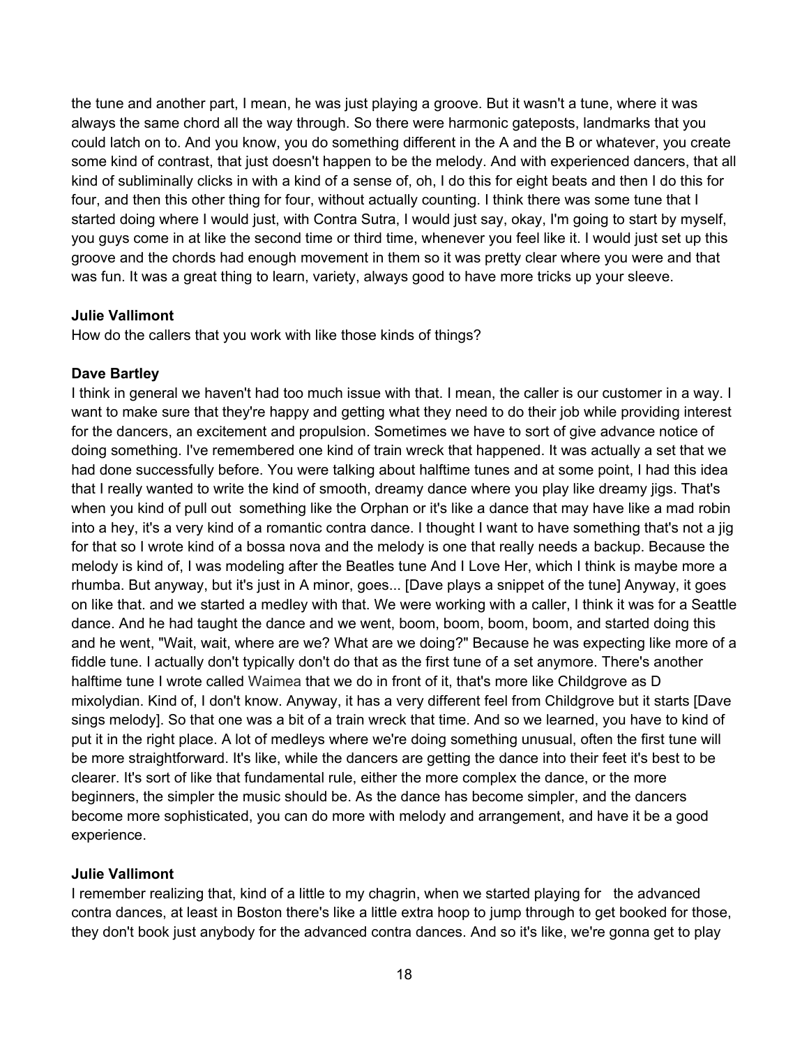the tune and another part, I mean, he was just playing a groove. But it wasn't a tune, where it was always the same chord all the way through. So there were harmonic gateposts, landmarks that you could latch on to. And you know, you do something different in the A and the B or whatever, you create some kind of contrast, that just doesn't happen to be the melody. And with experienced dancers, that all kind of subliminally clicks in with a kind of a sense of, oh, I do this for eight beats and then I do this for four, and then this other thing for four, without actually counting. I think there was some tune that I started doing where I would just, with Contra Sutra, I would just say, okay, I'm going to start by myself, you guys come in at like the second time or third time, whenever you feel like it. I would just set up this groove and the chords had enough movement in them so it was pretty clear where you were and that was fun. It was a great thing to learn, variety, always good to have more tricks up your sleeve.

**Julie Vallimont**
How do the callers that you work with like those kinds of things?

**Dave Bartley**
I think in general we haven't had too much issue with that. I mean, the caller is our customer in a way. I want to make sure that they're happy and getting what they need to do their job while providing interest for the dancers, an excitement and propulsion. Sometimes we have to sort of give advance notice of doing something. I've remembered one kind of train wreck that happened. It was actually a set that we had done successfully before. You were talking about halftime tunes and at some point, I had this idea that I really wanted to write the kind of smooth, dreamy dance where you play like dreamy jigs. That's when you kind of pull out something like the Orphan or it's like a dance that may have like a mad robin into a hey, it's a very kind of a romantic contra dance. I thought I want to have something that's not a jig for that so I wrote kind of a bossa nova and the melody is one that really needs a backup. Because the melody is kind of, I was modeling after the Beatles tune And I Love Her, which I think is maybe more a rhumba. But anyway, but it's just in A minor, goes... [Dave plays a snippet of the tune] Anyway, it goes on like that. and we started a medley with that. We were working with a caller, I think it was for a Seattle dance. And he had taught the dance and we went, boom, boom, boom, boom, and started doing this and he went, "Wait, wait, where are we? What are we doing?" Because he was expecting like more of a fiddle tune. I actually don't typically don't do that as the first tune of a set anymore. There's another halftime tune I wrote called Waimea that we do in front of it, that's more like Childgrove as D mixolydian. Kind of, I don't know. Anyway, it has a very different feel from Childgrove but it starts [Dave sings melody]. So that one was a bit of a train wreck that time. And so we learned, you have to kind of put it in the right place. A lot of medleys where we're doing something unusual, often the first tune will be more straightforward. It's like, while the dancers are getting the dance into their feet it's best to be clearer. It's sort of like that fundamental rule, either the more complex the dance, or the more beginners, the simpler the music should be. As the dance has become simpler, and the dancers become more sophisticated, you can do more with melody and arrangement, and have it be a good experience.

**Julie Vallimont**
I remember realizing that, kind of a little to my chagrin, when we started playing for the advanced contra dances, at least in Boston there's like a little extra hoop to jump through to get booked for those, they don't book just anybody for the advanced contra dances. And so it's like, we're gonna get to play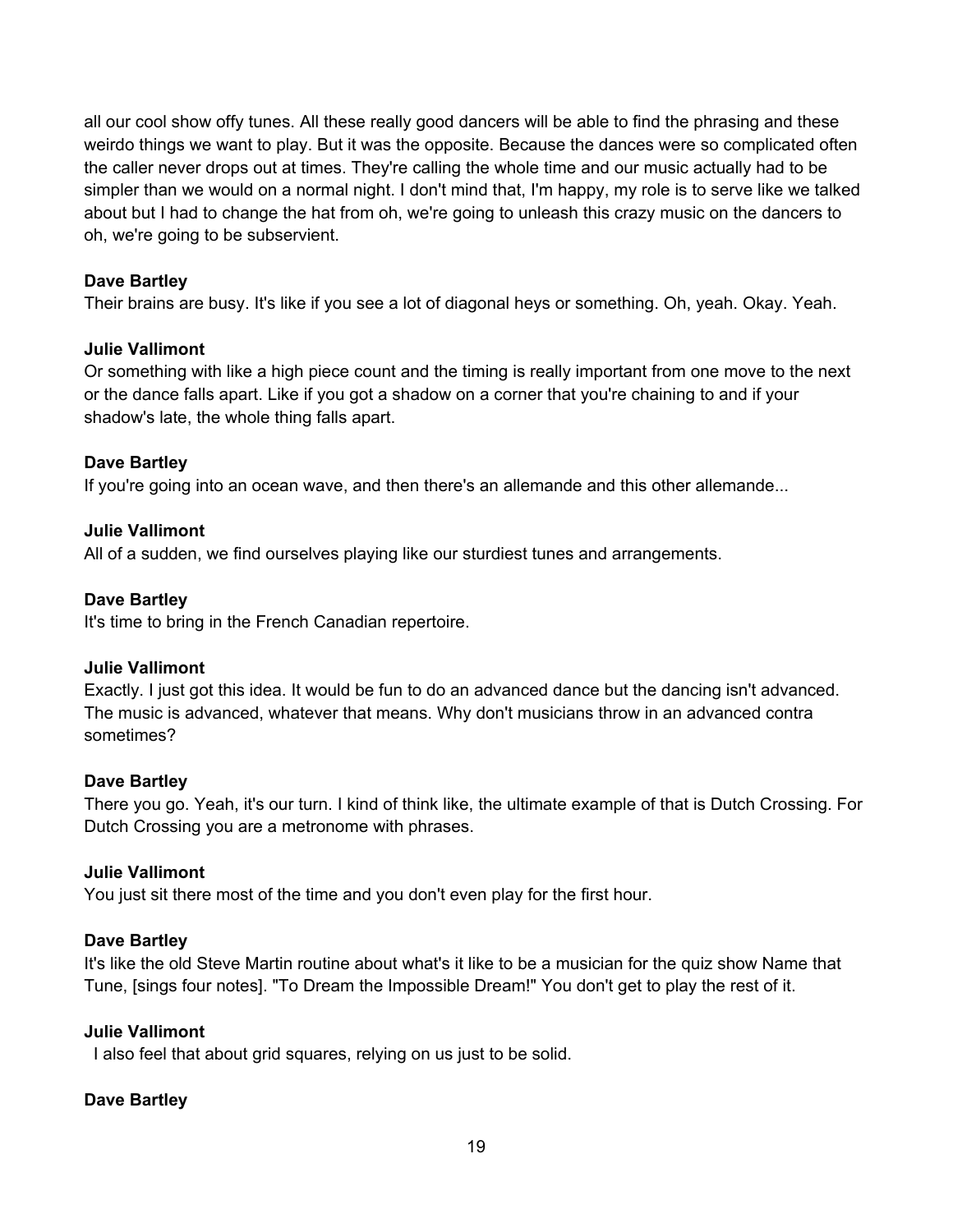all our cool show offy tunes. All these really good dancers will be able to find the phrasing and these weirdo things we want to play. But it was the opposite. Because the dances were so complicated often the caller never drops out at times. They're calling the whole time and our music actually had to be simpler than we would on a normal night. I don't mind that, I'm happy, my role is to serve like we talked about but I had to change the hat from oh, we're going to unleash this crazy music on the dancers to oh, we're going to be subservient.

**Dave Bartley**
Their brains are busy. It's like if you see a lot of diagonal heys or something. Oh, yeah. Okay. Yeah.

**Julie Vallimont**
Or something with like a high piece count and the timing is really important from one move to the next or the dance falls apart. Like if you got a shadow on a corner that you're chaining to and if your shadow's late, the whole thing falls apart.

**Dave Bartley**
If you're going into an ocean wave, and then there's an allemande and this other allemande...

**Julie Vallimont**
All of a sudden, we find ourselves playing like our sturdiest tunes and arrangements.

**Dave Bartley**
It's time to bring in the French Canadian repertoire.

**Julie Vallimont**
Exactly. I just got this idea. It would be fun to do an advanced dance but the dancing isn't advanced. The music is advanced, whatever that means. Why don't musicians throw in an advanced contra sometimes?

**Dave Bartley**
There you go. Yeah, it's our turn. I kind of think like, the ultimate example of that is Dutch Crossing. For Dutch Crossing you are a metronome with phrases.

**Julie Vallimont**
You just sit there most of the time and you don't even play for the first hour.

**Dave Bartley**
It's like the old Steve Martin routine about what's it like to be a musician for the quiz show Name that Tune, [sings four notes]. "To Dream the Impossible Dream!" You don't get to play the rest of it.

**Julie Vallimont**
I also feel that about grid squares, relying on us just to be solid.

**Dave Bartley**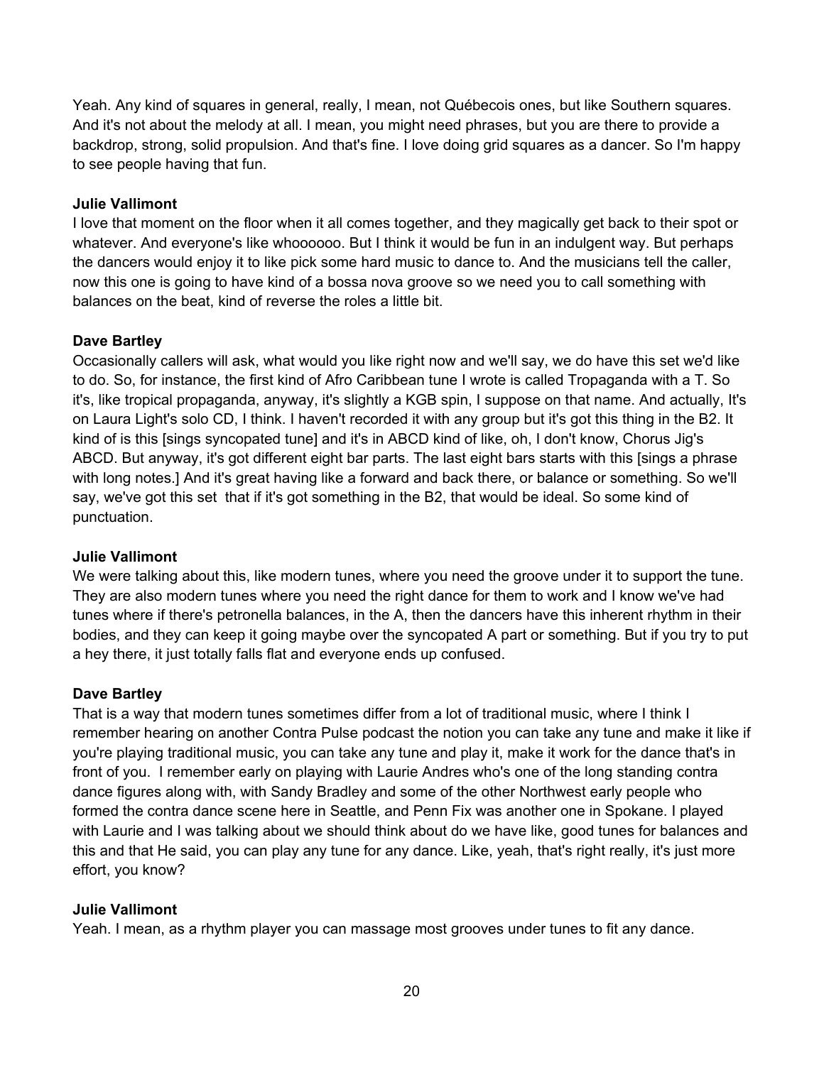Yeah. Any kind of squares in general, really, I mean, not Québecois ones, but like Southern squares. And it's not about the melody at all. I mean, you might need phrases, but you are there to provide a backdrop, strong, solid propulsion. And that's fine. I love doing grid squares as a dancer. So I'm happy to see people having that fun.

**Julie Vallimont**
I love that moment on the floor when it all comes together, and they magically get back to their spot or whatever. And everyone's like whoooooo. But I think it would be fun in an indulgent way. But perhaps the dancers would enjoy it to like pick some hard music to dance to. And the musicians tell the caller, now this one is going to have kind of a bossa nova groove so we need you to call something with balances on the beat, kind of reverse the roles a little bit.

**Dave Bartley**
Occasionally callers will ask, what would you like right now and we'll say, we do have this set we'd like to do. So, for instance, the first kind of Afro Caribbean tune I wrote is called Tropaganda with a T. So it's, like tropical propaganda, anyway, it's slightly a KGB spin, I suppose on that name. And actually, It's on Laura Light's solo CD, I think. I haven't recorded it with any group but it's got this thing in the B2. It kind of is this [sings syncopated tune] and it's in ABCD kind of like, oh, I don't know, Chorus Jig's ABCD. But anyway, it's got different eight bar parts. The last eight bars starts with this [sings a phrase with long notes.] And it's great having like a forward and back there, or balance or something. So we'll say, we've got this set that if it's got something in the B2, that would be ideal. So some kind of punctuation.

**Julie Vallimont**
We were talking about this, like modern tunes, where you need the groove under it to support the tune. They are also modern tunes where you need the right dance for them to work and I know we've had tunes where if there's petronella balances, in the A, then the dancers have this inherent rhythm in their bodies, and they can keep it going maybe over the syncopated A part or something. But if you try to put a hey there, it just totally falls flat and everyone ends up confused.

**Dave Bartley**
That is a way that modern tunes sometimes differ from a lot of traditional music, where I think I remember hearing on another Contra Pulse podcast the notion you can take any tune and make it like if you're playing traditional music, you can take any tune and play it, make it work for the dance that's in front of you. I remember early on playing with Laurie Andres who's one of the long standing contra dance figures along with, with Sandy Bradley and some of the other Northwest early people who formed the contra dance scene here in Seattle, and Penn Fix was another one in Spokane. I played with Laurie and I was talking about we should think about do we have like, good tunes for balances and this and that He said, you can play any tune for any dance. Like, yeah, that's right really, it's just more effort, you know?

**Julie Vallimont**
Yeah. I mean, as a rhythm player you can massage most grooves under tunes to fit any dance.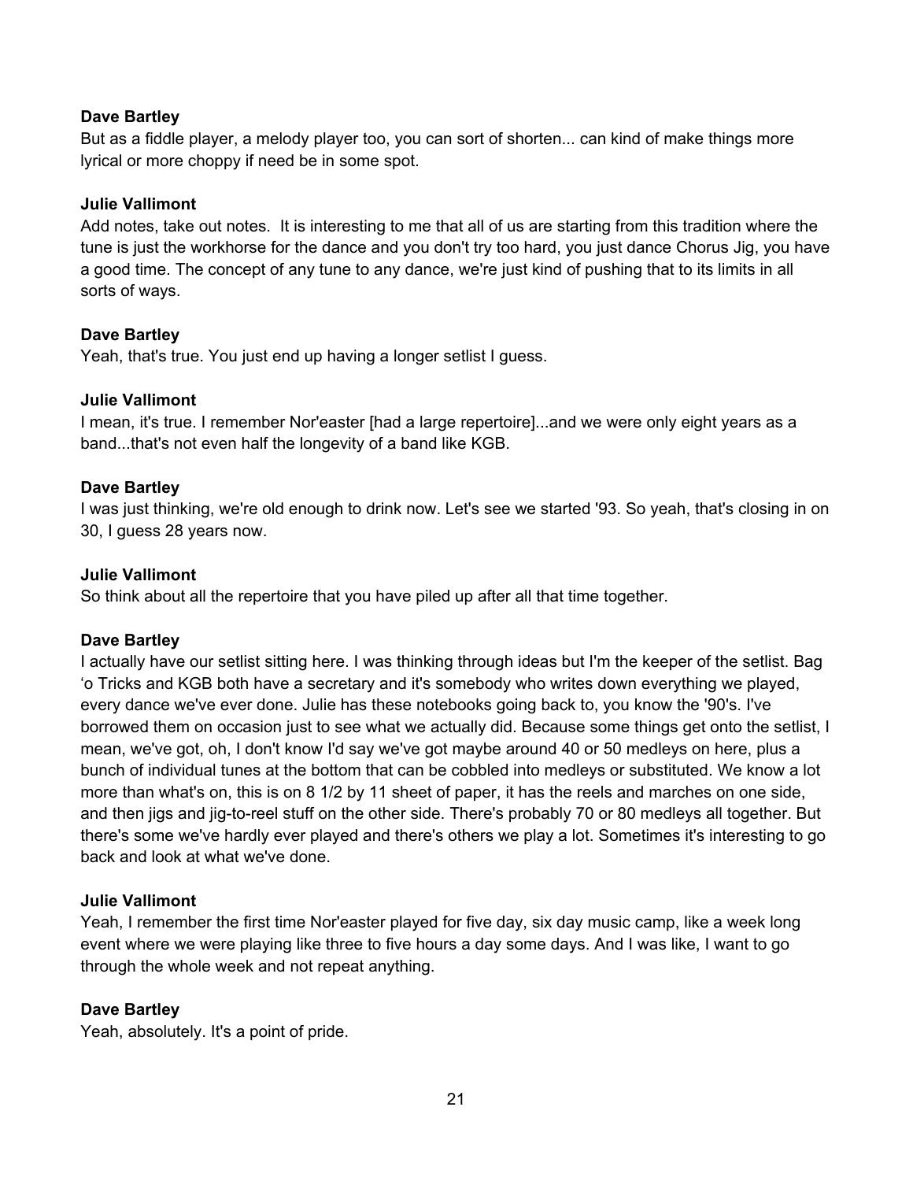**Dave Bartley**
But as a fiddle player, a melody player too, you can sort of shorten... can kind of make things more lyrical or more choppy if need be in some spot.

**Julie Vallimont**
Add notes, take out notes. It is interesting to me that all of us are starting from this tradition where the tune is just the workhorse for the dance and you don't try too hard, you just dance Chorus Jig, you have a good time. The concept of any tune to any dance, we're just kind of pushing that to its limits in all sorts of ways.

**Dave Bartley**
Yeah, that's true. You just end up having a longer setlist I guess.

**Julie Vallimont**
I mean, it's true. I remember Nor'easter [had a large repertoire]...and we were only eight years as a band...that's not even half the longevity of a band like KGB.

**Dave Bartley**
I was just thinking, we're old enough to drink now. Let's see we started '93. So yeah, that's closing in on 30, I guess 28 years now.

**Julie Vallimont**
So think about all the repertoire that you have piled up after all that time together.

**Dave Bartley**
I actually have our setlist sitting here. I was thinking through ideas but I'm the keeper of the setlist. Bag 'o Tricks and KGB both have a secretary and it's somebody who writes down everything we played, every dance we've ever done. Julie has these notebooks going back to, you know the '90's. I've borrowed them on occasion just to see what we actually did. Because some things get onto the setlist, I mean, we've got, oh, I don't know I'd say we've got maybe around 40 or 50 medleys on here, plus a bunch of individual tunes at the bottom that can be cobbled into medleys or substituted. We know a lot more than what's on, this is on 8 1/2 by 11 sheet of paper, it has the reels and marches on one side, and then jigs and jig-to-reel stuff on the other side. There's probably 70 or 80 medleys all together. But there's some we've hardly ever played and there's others we play a lot. Sometimes it's interesting to go back and look at what we've done.

**Julie Vallimont**
Yeah, I remember the first time Nor'easter played for five day, six day music camp, like a week long event where we were playing like three to five hours a day some days. And I was like, I want to go through the whole week and not repeat anything.

**Dave Bartley**
Yeah, absolutely. It's a point of pride.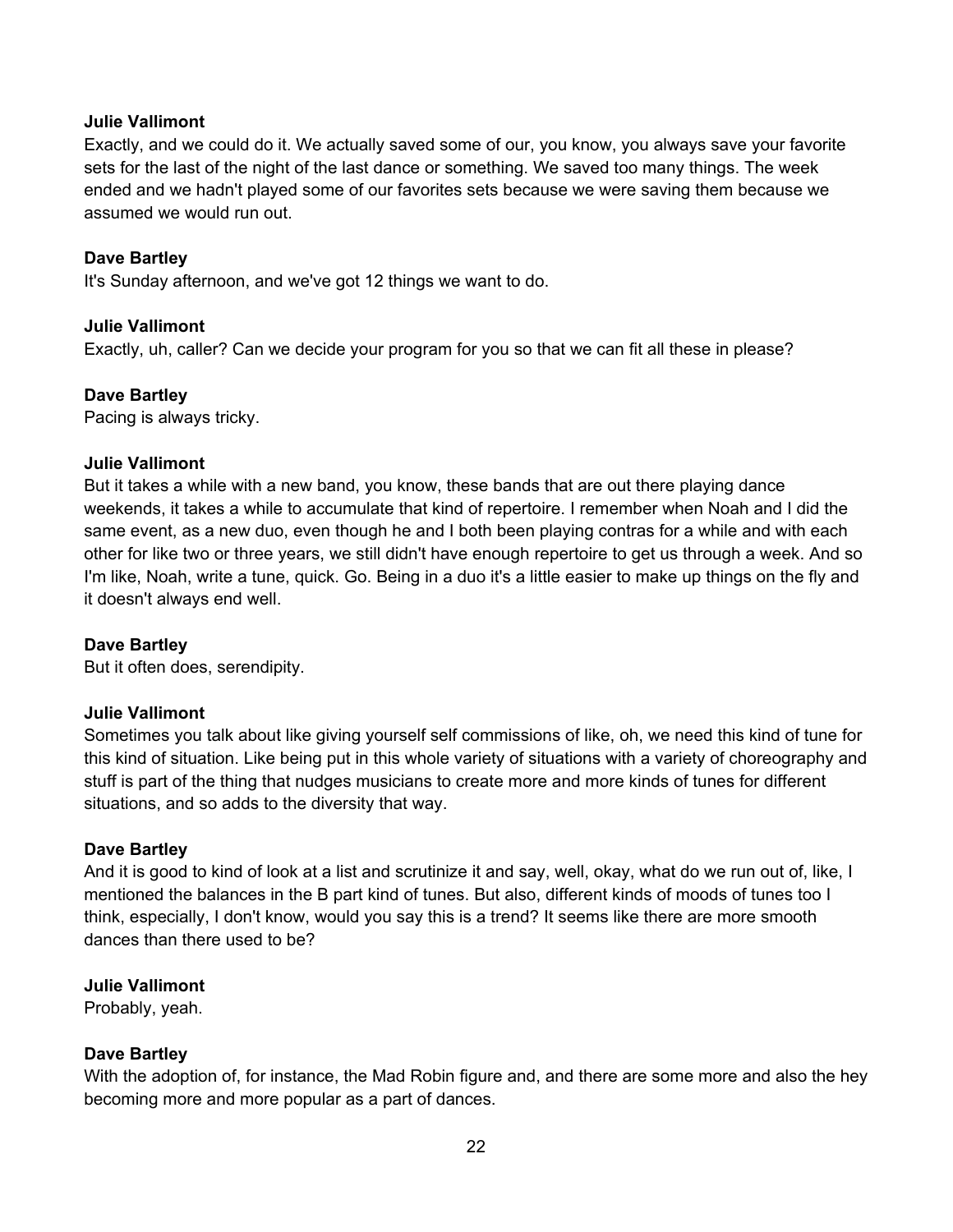**Julie Vallimont**
Exactly, and we could do it. We actually saved some of our, you know, you always save your favorite sets for the last of the night of the last dance or something. We saved too many things. The week ended and we hadn't played some of our favorites sets because we were saving them because we assumed we would run out.

**Dave Bartley**
It's Sunday afternoon, and we've got 12 things we want to do.

**Julie Vallimont**
Exactly, uh, caller? Can we decide your program for you so that we can fit all these in please?

**Dave Bartley**
Pacing is always tricky.

**Julie Vallimont**
But it takes a while with a new band, you know, these bands that are out there playing dance weekends, it takes a while to accumulate that kind of repertoire. I remember when Noah and I did the same event, as a new duo, even though he and I both been playing contras for a while and with each other for like two or three years, we still didn't have enough repertoire to get us through a week. And so I'm like, Noah, write a tune, quick. Go. Being in a duo it's a little easier to make up things on the fly and it doesn't always end well.

**Dave Bartley**
But it often does, serendipity.

**Julie Vallimont**
Sometimes you talk about like giving yourself self commissions of like, oh, we need this kind of tune for this kind of situation. Like being put in this whole variety of situations with a variety of choreography and stuff is part of the thing that nudges musicians to create more and more kinds of tunes for different situations, and so adds to the diversity that way.

**Dave Bartley**
And it is good to kind of look at a list and scrutinize it and say, well, okay, what do we run out of, like, I mentioned the balances in the B part kind of tunes. But also, different kinds of moods of tunes too I think, especially, I don't know, would you say this is a trend? It seems like there are more smooth dances than there used to be?

**Julie Vallimont**
Probably, yeah.

**Dave Bartley**
With the adoption of, for instance, the Mad Robin figure and, and there are some more and also the hey becoming more and more popular as a part of dances.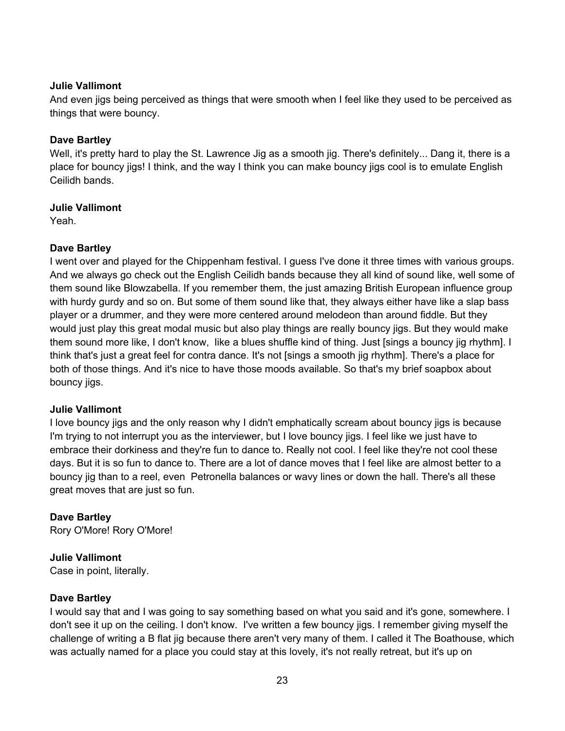**Julie Vallimont**
And even jigs being perceived as things that were smooth when I feel like they used to be perceived as things that were bouncy.

**Dave Bartley**
Well, it's pretty hard to play the St. Lawrence Jig as a smooth jig. There's definitely... Dang it, there is a place for bouncy jigs! I think, and the way I think you can make bouncy jigs cool is to emulate English Ceilidh bands.

**Julie Vallimont**
Yeah.

**Dave Bartley**
I went over and played for the Chippenham festival. I guess I've done it three times with various groups. And we always go check out the English Ceilidh bands because they all kind of sound like, well some of them sound like Blowzabella. If you remember them, the just amazing British European influence group with hurdy gurdy and so on. But some of them sound like that, they always either have like a slap bass player or a drummer, and they were more centered around melodeon than around fiddle. But they would just play this great modal music but also play things are really bouncy jigs. But they would make them sound more like, I don't know, like a blues shuffle kind of thing. Just [sings a bouncy jig rhythm]. I think that's just a great feel for contra dance. It's not [sings a smooth jig rhythm]. There's a place for both of those things. And it's nice to have those moods available. So that's my brief soapbox about bouncy jigs.

**Julie Vallimont**
I love bouncy jigs and the only reason why I didn't emphatically scream about bouncy jigs is because I'm trying to not interrupt you as the interviewer, but I love bouncy jigs. I feel like we just have to embrace their dorkiness and they're fun to dance to. Really not cool. I feel like they're not cool these days. But it is so fun to dance to. There are a lot of dance moves that I feel like are almost better to a bouncy jig than to a reel, even Petronella balances or wavy lines or down the hall. There's all these great moves that are just so fun.

**Dave Bartley**
Rory O'More! Rory O'More!

**Julie Vallimont**
Case in point, literally.

**Dave Bartley**
I would say that and I was going to say something based on what you said and it's gone, somewhere. I don't see it up on the ceiling. I don't know. I've written a few bouncy jigs. I remember giving myself the challenge of writing a B flat jig because there aren't very many of them. I called it The Boathouse, which was actually named for a place you could stay at this lovely, it's not really retreat, but it's up on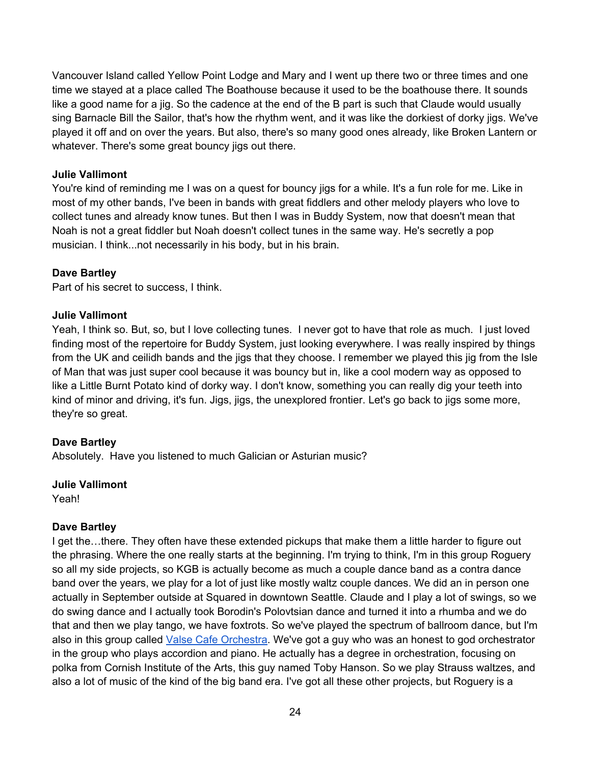Vancouver Island called Yellow Point Lodge and Mary and I went up there two or three times and one time we stayed at a place called The Boathouse because it used to be the boathouse there. It sounds like a good name for a jig. So the cadence at the end of the B part is such that Claude would usually sing Barnacle Bill the Sailor, that's how the rhythm went, and it was like the dorkiest of dorky jigs. We've played it off and on over the years. But also, there's so many good ones already, like Broken Lantern or whatever. There's some great bouncy jigs out there.

**Julie Vallimont**
You're kind of reminding me I was on a quest for bouncy jigs for a while. It's a fun role for me. Like in most of my other bands, I've been in bands with great fiddlers and other melody players who love to collect tunes and already know tunes. But then I was in Buddy System, now that doesn't mean that Noah is not a great fiddler but Noah doesn't collect tunes in the same way. He's secretly a pop musician. I think...not necessarily in his body, but in his brain.

**Dave Bartley**
Part of his secret to success, I think.

**Julie Vallimont**
Yeah, I think so. But, so, but I love collecting tunes. I never got to have that role as much. I just loved finding most of the repertoire for Buddy System, just looking everywhere. I was really inspired by things from the UK and ceilidh bands and the jigs that they choose. I remember we played this jig from the Isle of Man that was just super cool because it was bouncy but in, like a cool modern way as opposed to like a Little Burnt Potato kind of dorky way. I don't know, something you can really dig your teeth into kind of minor and driving, it's fun. Jigs, jigs, the unexplored frontier. Let's go back to jigs some more, they're so great.

**Dave Bartley**
Absolutely. Have you listened to much Galician or Asturian music?

**Julie Vallimont**
Yeah!

**Dave Bartley**
I get the…there. They often have these extended pickups that make them a little harder to figure out the phrasing. Where the one really starts at the beginning. I'm trying to think, I'm in this group Roguery so all my side projects, so KGB is actually become as much a couple dance band as a contra dance band over the years, we play for a lot of just like mostly waltz couple dances. We did an in person one actually in September outside at Squared in downtown Seattle. Claude and I play a lot of swings, so we do swing dance and I actually took Borodin's Polovtsian dance and turned it into a rhumba and we do that and then we play tango, we have foxtrots. So we've played the spectrum of ballroom dance, but I'm also in this group called [Valse Cafe Orchestra](). We've got a guy who was an honest to god orchestrator in the group who plays accordion and piano. He actually has a degree in orchestration, focusing on polka from Cornish Institute of the Arts, this guy named Toby Hanson. So we play Strauss waltzes, and also a lot of music of the kind of the big band era. I've got all these other projects, but Roguery is a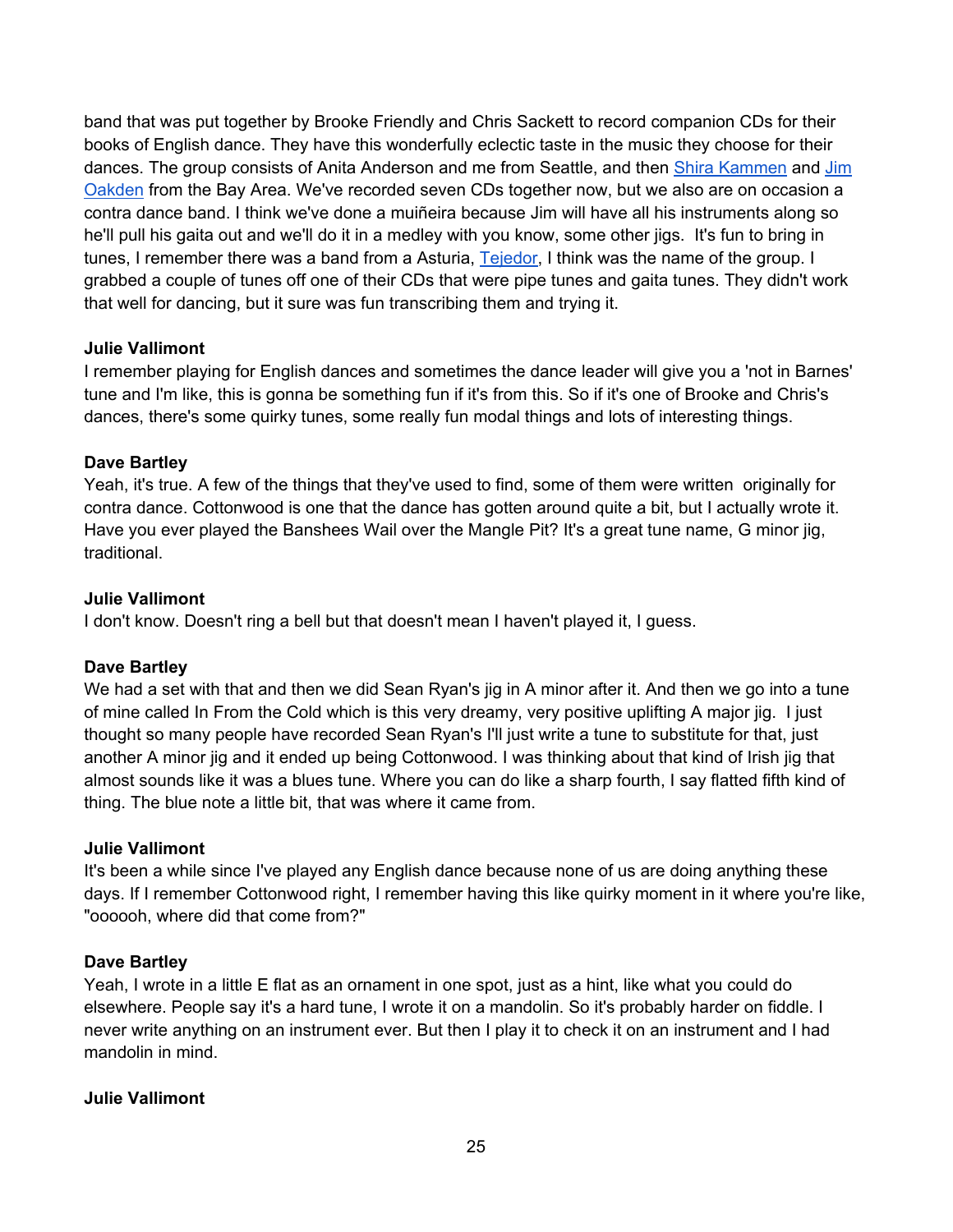band that was put together by Brooke Friendly and Chris Sackett to record companion CDs for their books of English dance. They have this wonderfully eclectic taste in the music they choose for their dances. The group consists of Anita Anderson and me from Seattle, and then Shira Kammen and Jim Oakden from the Bay Area. We've recorded seven CDs together now, but we also are on occasion a contra dance band. I think we've done a muiñeira because Jim will have all his instruments along so he'll pull his gaita out and we'll do it in a medley with you know, some other jigs. It's fun to bring in tunes, I remember there was a band from a Asturia, Tejedor, I think was the name of the group. I grabbed a couple of tunes off one of their CDs that were pipe tunes and gaita tunes. They didn't work that well for dancing, but it sure was fun transcribing them and trying it.

**Julie Vallimont**
I remember playing for English dances and sometimes the dance leader will give you a 'not in Barnes' tune and I'm like, this is gonna be something fun if it's from this. So if it's one of Brooke and Chris's dances, there's some quirky tunes, some really fun modal things and lots of interesting things.

**Dave Bartley**
Yeah, it's true. A few of the things that they've used to find, some of them were written originally for contra dance. Cottonwood is one that the dance has gotten around quite a bit, but I actually wrote it. Have you ever played the Banshees Wail over the Mangle Pit? It's a great tune name, G minor jig, traditional.

**Julie Vallimont**
I don't know. Doesn't ring a bell but that doesn't mean I haven't played it, I guess.

**Dave Bartley**
We had a set with that and then we did Sean Ryan's jig in A minor after it. And then we go into a tune of mine called In From the Cold which is this very dreamy, very positive uplifting A major jig. I just thought so many people have recorded Sean Ryan's I'll just write a tune to substitute for that, just another A minor jig and it ended up being Cottonwood. I was thinking about that kind of Irish jig that almost sounds like it was a blues tune. Where you can do like a sharp fourth, I say flatted fifth kind of thing. The blue note a little bit, that was where it came from.

**Julie Vallimont**
It's been a while since I've played any English dance because none of us are doing anything these days. If I remember Cottonwood right, I remember having this like quirky moment in it where you're like, "oooooh, where did that come from?"

**Dave Bartley**
Yeah, I wrote in a little E flat as an ornament in one spot, just as a hint, like what you could do elsewhere. People say it's a hard tune, I wrote it on a mandolin. So it's probably harder on fiddle. I never write anything on an instrument ever. But then I play it to check it on an instrument and I had mandolin in mind.

**Julie Vallimont**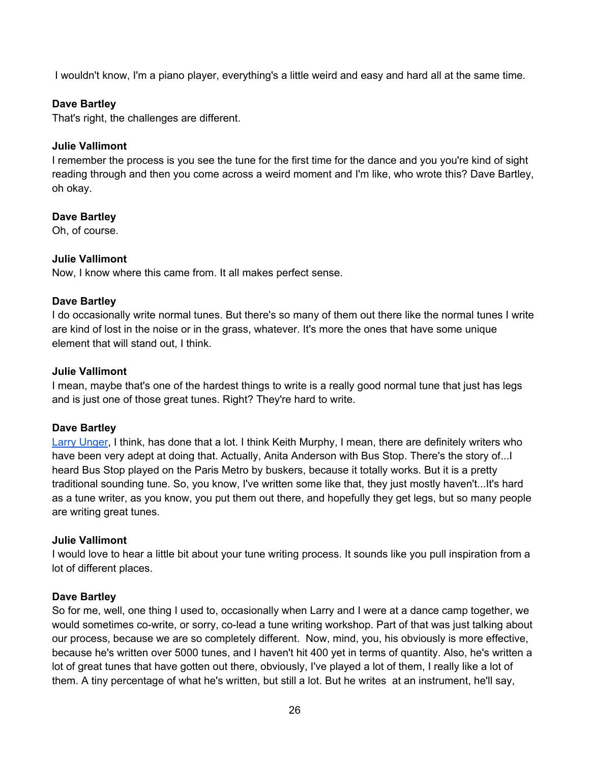I wouldn't know, I'm a piano player, everything's a little weird and easy and hard all at the same time.

**Dave Bartley**
That's right, the challenges are different.

**Julie Vallimont**
I remember the process is you see the tune for the first time for the dance and you you're kind of sight reading through and then you come across a weird moment and I'm like, who wrote this? Dave Bartley, oh okay.

**Dave Bartley**
Oh, of course.

**Julie Vallimont**
Now, I know where this came from. It all makes perfect sense.

**Dave Bartley**
I do occasionally write normal tunes. But there's so many of them out there like the normal tunes I write are kind of lost in the noise or in the grass, whatever. It's more the ones that have some unique element that will stand out, I think.

**Julie Vallimont**
I mean, maybe that's one of the hardest things to write is a really good normal tune that just has legs and is just one of those great tunes. Right? They're hard to write.

**Dave Bartley**
[Larry Unger](), I think, has done that a lot. I think Keith Murphy, I mean, there are definitely writers who have been very adept at doing that. Actually, Anita Anderson with Bus Stop. There's the story of...I heard Bus Stop played on the Paris Metro by buskers, because it totally works. But it is a pretty traditional sounding tune. So, you know, I've written some like that, they just mostly haven't...It's hard as a tune writer, as you know, you put them out there, and hopefully they get legs, but so many people are writing great tunes.

**Julie Vallimont**
I would love to hear a little bit about your tune writing process. It sounds like you pull inspiration from a lot of different places.

**Dave Bartley**
So for me, well, one thing I used to, occasionally when Larry and I were at a dance camp together, we would sometimes co-write, or sorry, co-lead a tune writing workshop. Part of that was just talking about our process, because we are so completely different. Now, mind, you, his obviously is more effective, because he's written over 5000 tunes, and I haven't hit 400 yet in terms of quantity. Also, he's written a lot of great tunes that have gotten out there, obviously, I've played a lot of them, I really like a lot of them. A tiny percentage of what he's written, but still a lot. But he writes at an instrument, he'll say,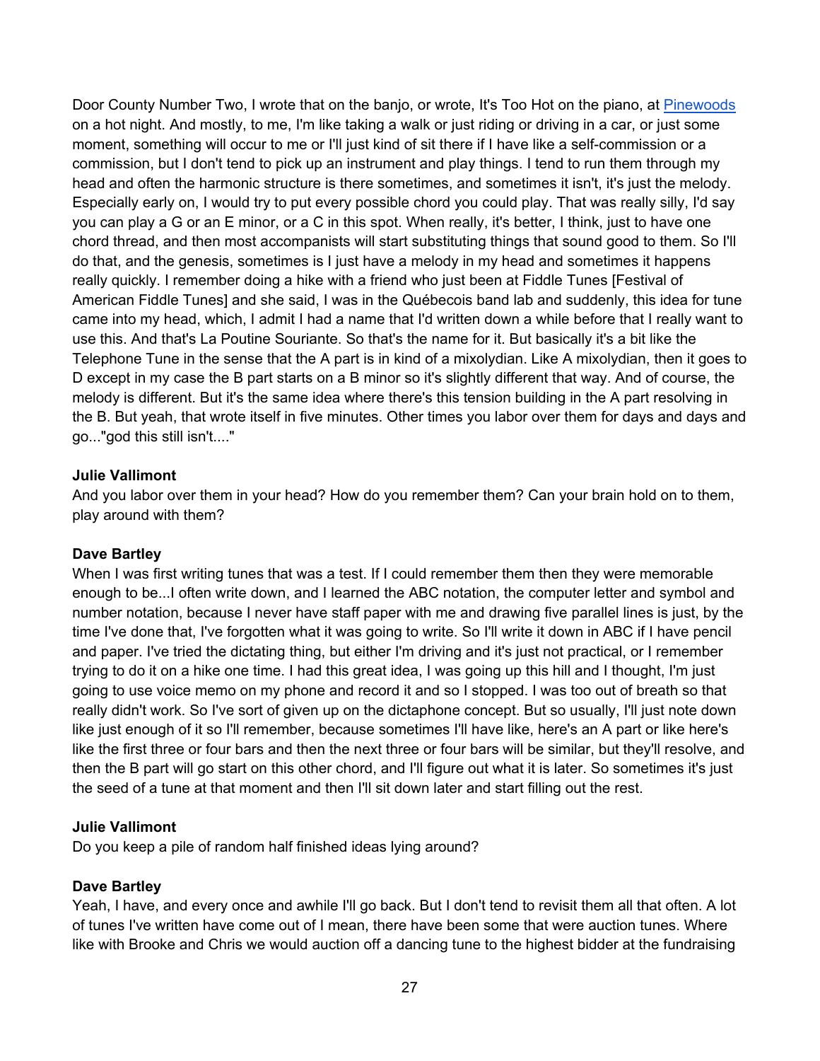Door County Number Two, I wrote that on the banjo, or wrote, It's Too Hot on the piano, at [Pinewoods](Pinewoods) on a hot night. And mostly, to me, I'm like taking a walk or just riding or driving in a car, or just some moment, something will occur to me or I'll just kind of sit there if I have like a self-commission or a commission, but I don't tend to pick up an instrument and play things. I tend to run them through my head and often the harmonic structure is there sometimes, and sometimes it isn't, it's just the melody. Especially early on, I would try to put every possible chord you could play. That was really silly, I'd say you can play a G or an E minor, or a C in this spot. When really, it's better, I think, just to have one chord thread, and then most accompanists will start substituting things that sound good to them. So I'll do that, and the genesis, sometimes is I just have a melody in my head and sometimes it happens really quickly. I remember doing a hike with a friend who just been at Fiddle Tunes [Festival of American Fiddle Tunes] and she said, I was in the Québecois band lab and suddenly, this idea for tune came into my head, which, I admit I had a name that I'd written down a while before that I really want to use this. And that's La Poutine Souriante. So that's the name for it. But basically it's a bit like the Telephone Tune in the sense that the A part is in kind of a mixolydian. Like A mixolydian, then it goes to D except in my case the B part starts on a B minor so it's slightly different that way. And of course, the melody is different. But it's the same idea where there's this tension building in the A part resolving in the B. But yeah, that wrote itself in five minutes. Other times you labor over them for days and days and go..."god this still isn't...."

**Julie Vallimont**
And you labor over them in your head? How do you remember them? Can your brain hold on to them, play around with them?

**Dave Bartley**
When I was first writing tunes that was a test. If I could remember them then they were memorable enough to be...I often write down, and I learned the ABC notation, the computer letter and symbol and number notation, because I never have staff paper with me and drawing five parallel lines is just, by the time I've done that, I've forgotten what it was going to write. So I'll write it down in ABC if I have pencil and paper. I've tried the dictating thing, but either I'm driving and it's just not practical, or I remember trying to do it on a hike one time. I had this great idea, I was going up this hill and I thought, I'm just going to use voice memo on my phone and record it and so I stopped. I was too out of breath so that really didn't work. So I've sort of given up on the dictaphone concept. But so usually, I'll just note down like just enough of it so I'll remember, because sometimes I'll have like, here's an A part or like here's like the first three or four bars and then the next three or four bars will be similar, but they'll resolve, and then the B part will go start on this other chord, and I'll figure out what it is later. So sometimes it's just the seed of a tune at that moment and then I'll sit down later and start filling out the rest.

**Julie Vallimont**
Do you keep a pile of random half finished ideas lying around?

**Dave Bartley**
Yeah, I have, and every once and awhile I'll go back. But I don't tend to revisit them all that often. A lot of tunes I've written have come out of I mean, there have been some that were auction tunes. Where like with Brooke and Chris we would auction off a dancing tune to the highest bidder at the fundraising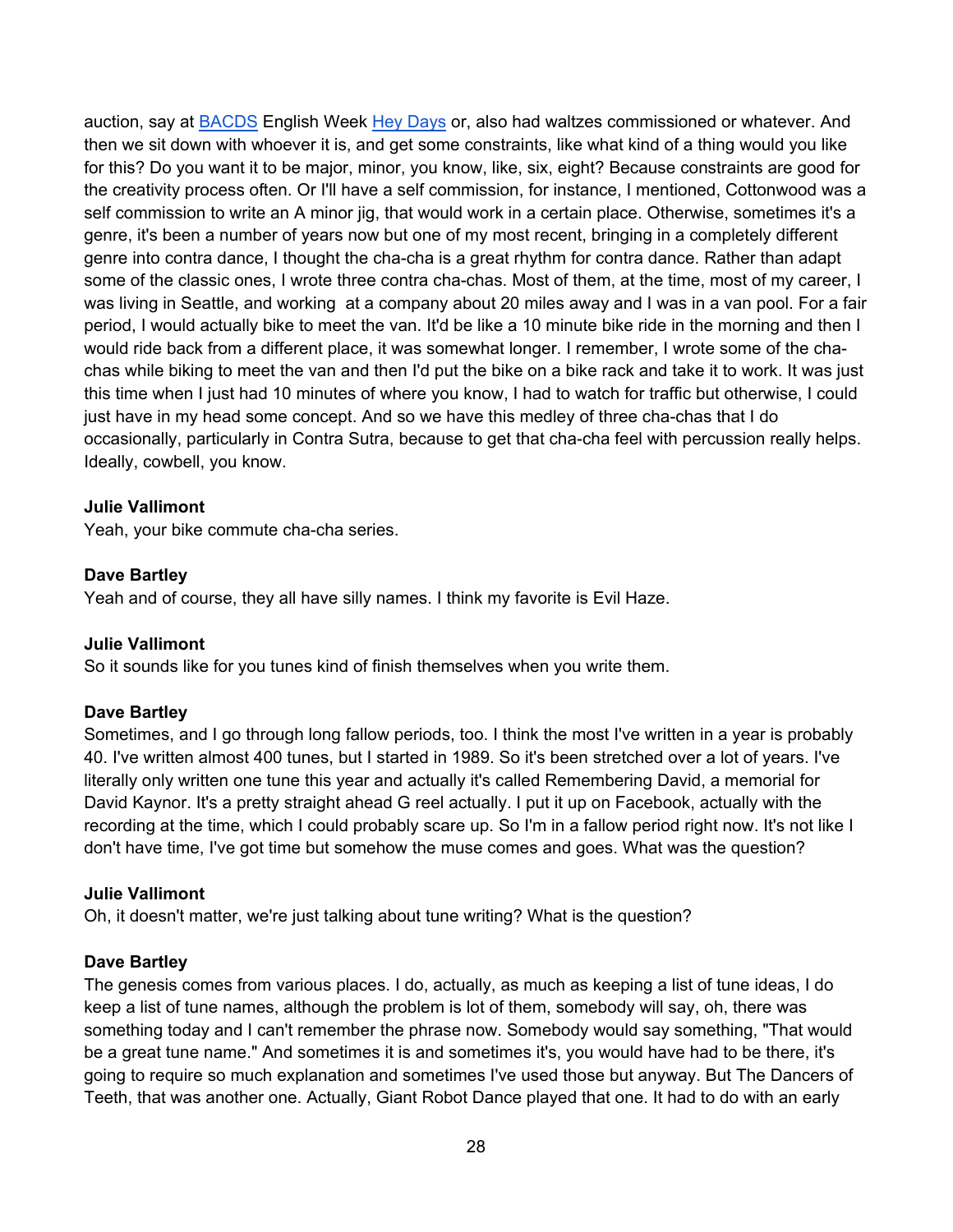auction, say at [BACDS](#) English Week [Hey Days](#) or, also had waltzes commissioned or whatever. And then we sit down with whoever it is, and get some constraints, like what kind of a thing would you like for this? Do you want it to be major, minor, you know, like, six, eight? Because constraints are good for the creativity process often. Or I'll have a self commission, for instance, I mentioned, Cottonwood was a self commission to write an A minor jig, that would work in a certain place. Otherwise, sometimes it's a genre, it's been a number of years now but one of my most recent, bringing in a completely different genre into contra dance, I thought the cha-cha is a great rhythm for contra dance. Rather than adapt some of the classic ones, I wrote three contra cha-chas. Most of them, at the time, most of my career, I was living in Seattle, and working at a company about 20 miles away and I was in a van pool. For a fair period, I would actually bike to meet the van. It'd be like a 10 minute bike ride in the morning and then I would ride back from a different place, it was somewhat longer. I remember, I wrote some of the cha-chas while biking to meet the van and then I'd put the bike on a bike rack and take it to work. It was just this time when I just had 10 minutes of where you know, I had to watch for traffic but otherwise, I could just have in my head some concept. And so we have this medley of three cha-chas that I do occasionally, particularly in Contra Sutra, because to get that cha-cha feel with percussion really helps. Ideally, cowbell, you know.

**Julie Vallimont**
Yeah, your bike commute cha-cha series.

**Dave Bartley**
Yeah and of course, they all have silly names. I think my favorite is Evil Haze.

**Julie Vallimont**
So it sounds like for you tunes kind of finish themselves when you write them.

**Dave Bartley**
Sometimes, and I go through long fallow periods, too. I think the most I've written in a year is probably 40. I've written almost 400 tunes, but I started in 1989. So it's been stretched over a lot of years. I've literally only written one tune this year and actually it's called Remembering David, a memorial for David Kaynor. It's a pretty straight ahead G reel actually. I put it up on Facebook, actually with the recording at the time, which I could probably scare up. So I'm in a fallow period right now. It's not like I don't have time, I've got time but somehow the muse comes and goes. What was the question?

**Julie Vallimont**
Oh, it doesn't matter, we're just talking about tune writing? What is the question?

**Dave Bartley**
The genesis comes from various places. I do, actually, as much as keeping a list of tune ideas, I do keep a list of tune names, although the problem is lot of them, somebody will say, oh, there was something today and I can't remember the phrase now. Somebody would say something, "That would be a great tune name." And sometimes it is and sometimes it's, you would have had to be there, it's going to require so much explanation and sometimes I've used those but anyway. But The Dancers of Teeth, that was another one. Actually, Giant Robot Dance played that one. It had to do with an early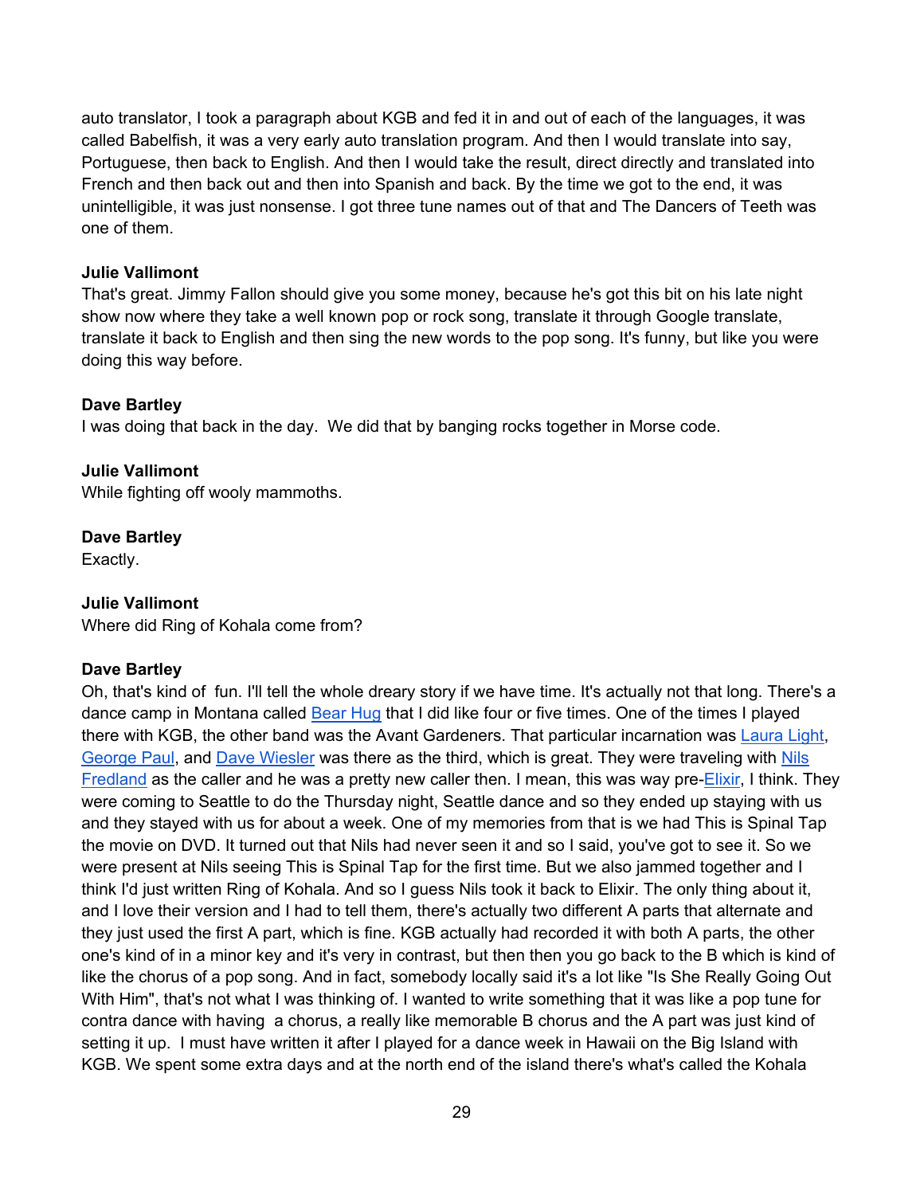auto translator, I took a paragraph about KGB and fed it in and out of each of the languages, it was called Babelfish, it was a very early auto translation program. And then I would translate into say, Portuguese, then back to English. And then I would take the result, direct directly and translated into French and then back out and then into Spanish and back. By the time we got to the end, it was unintelligible, it was just nonsense. I got three tune names out of that and The Dancers of Teeth was one of them.

**Julie Vallimont**
That's great. Jimmy Fallon should give you some money, because he's got this bit on his late night show now where they take a well known pop or rock song, translate it through Google translate, translate it back to English and then sing the new words to the pop song. It's funny, but like you were doing this way before.

**Dave Bartley**
I was doing that back in the day. We did that by banging rocks together in Morse code.

**Julie Vallimont**
While fighting off wooly mammoths.

**Dave Bartley**
Exactly.

**Julie Vallimont**
Where did Ring of Kohala come from?

**Dave Bartley**
Oh, that's kind of fun. I'll tell the whole dreary story if we have time. It's actually not that long. There's a dance camp in Montana called Bear Hug that I did like four or five times. One of the times I played there with KGB, the other band was the Avant Gardeners. That particular incarnation was Laura Light, George Paul, and Dave Wiesler was there as the third, which is great. They were traveling with Nils Fredland as the caller and he was a pretty new caller then. I mean, this was way pre-Elixir, I think. They were coming to Seattle to do the Thursday night, Seattle dance and so they ended up staying with us and they stayed with us for about a week. One of my memories from that is we had This is Spinal Tap the movie on DVD. It turned out that Nils had never seen it and so I said, you've got to see it. So we were present at Nils seeing This is Spinal Tap for the first time. But we also jammed together and I think I'd just written Ring of Kohala. And so I guess Nils took it back to Elixir. The only thing about it, and I love their version and I had to tell them, there's actually two different A parts that alternate and they just used the first A part, which is fine. KGB actually had recorded it with both A parts, the other one's kind of in a minor key and it's very in contrast, but then then you go back to the B which is kind of like the chorus of a pop song. And in fact, somebody locally said it's a lot like "Is She Really Going Out With Him", that's not what I was thinking of. I wanted to write something that it was like a pop tune for contra dance with having a chorus, a really like memorable B chorus and the A part was just kind of setting it up. I must have written it after I played for a dance week in Hawaii on the Big Island with KGB. We spent some extra days and at the north end of the island there's what's called the Kohala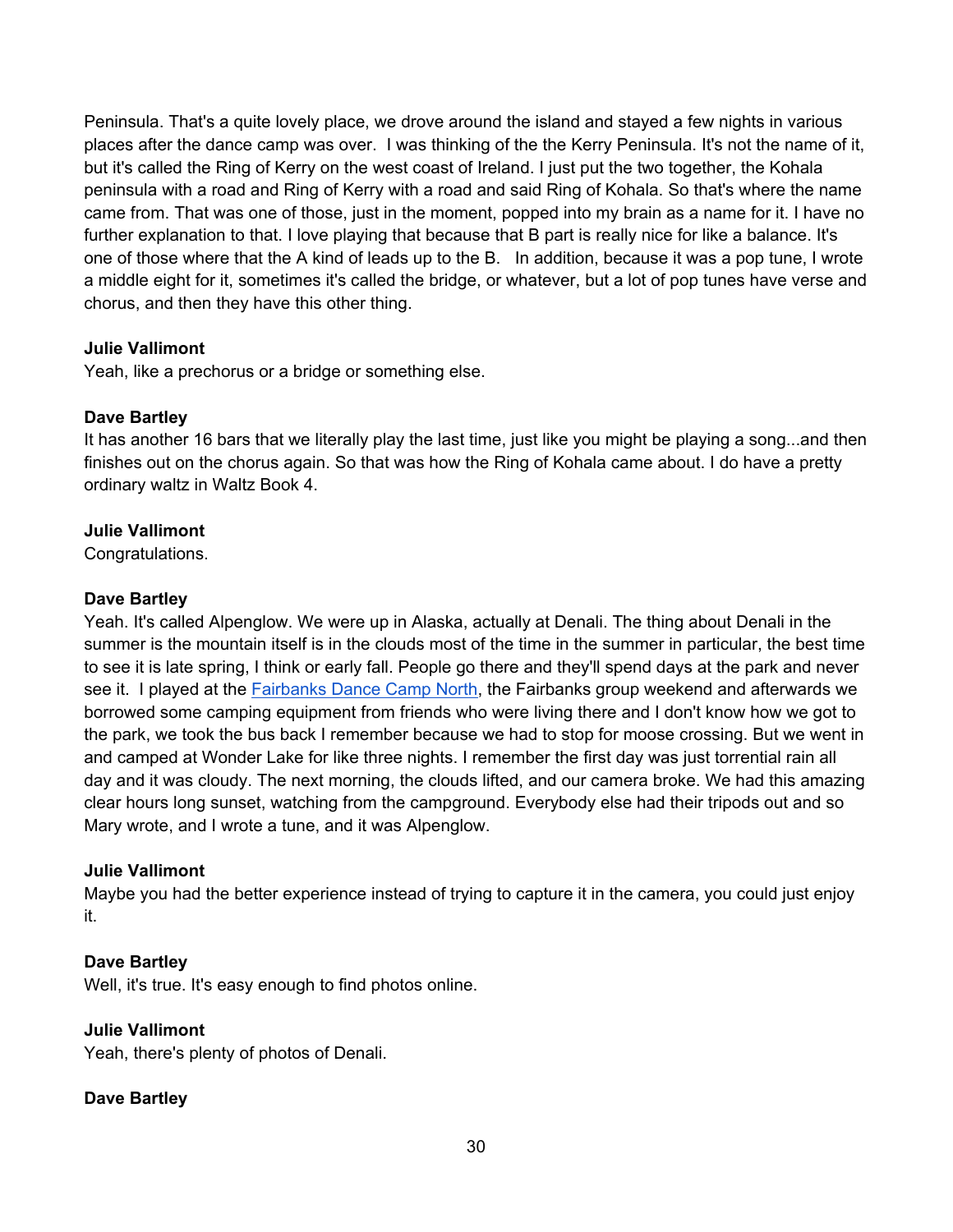Peninsula. That's a quite lovely place, we drove around the island and stayed a few nights in various places after the dance camp was over.  I was thinking of the the Kerry Peninsula. It's not the name of it, but it's called the Ring of Kerry on the west coast of Ireland. I just put the two together, the Kohala peninsula with a road and Ring of Kerry with a road and said Ring of Kohala. So that's where the name came from. That was one of those, just in the moment, popped into my brain as a name for it. I have no further explanation to that. I love playing that because that B part is really nice for like a balance. It's one of those where that the A kind of leads up to the B.   In addition, because it was a pop tune, I wrote a middle eight for it, sometimes it's called the bridge, or whatever, but a lot of pop tunes have verse and chorus, and then they have this other thing.

**Julie Vallimont**
Yeah, like a prechorus or a bridge or something else.

**Dave Bartley**
It has another 16 bars that we literally play the last time, just like you might be playing a song...and then finishes out on the chorus again. So that was how the Ring of Kohala came about. I do have a pretty ordinary waltz in Waltz Book 4.

**Julie Vallimont**
Congratulations.

**Dave Bartley**
Yeah. It's called Alpenglow. We were up in Alaska, actually at Denali. The thing about Denali in the summer is the mountain itself is in the clouds most of the time in the summer in particular, the best time to see it is late spring, I think or early fall. People go there and they'll spend days at the park and never see it.  I played at the Fairbanks Dance Camp North, the Fairbanks group weekend and afterwards we borrowed some camping equipment from friends who were living there and I don't know how we got to the park, we took the bus back I remember because we had to stop for moose crossing. But we went in and camped at Wonder Lake for like three nights. I remember the first day was just torrential rain all day and it was cloudy. The next morning, the clouds lifted, and our camera broke. We had this amazing clear hours long sunset, watching from the campground. Everybody else had their tripods out and so Mary wrote, and I wrote a tune, and it was Alpenglow.

**Julie Vallimont**
Maybe you had the better experience instead of trying to capture it in the camera, you could just enjoy it.

**Dave Bartley**
Well, it's true. It's easy enough to find photos online.

**Julie Vallimont**
Yeah, there's plenty of photos of Denali.

**Dave Bartley**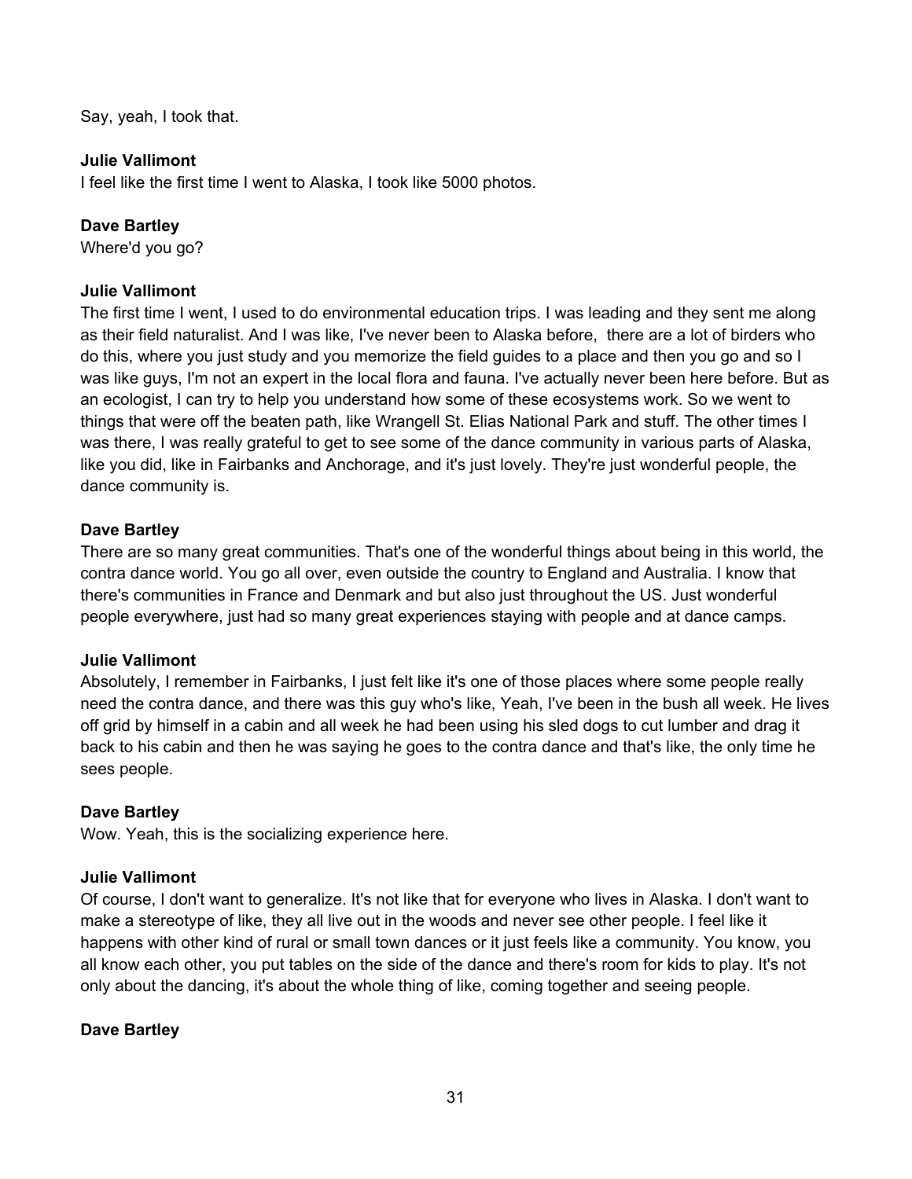Say, yeah, I took that.

**Julie Vallimont**
I feel like the first time I went to Alaska, I took like 5000 photos.

**Dave Bartley**
Where'd you go?

**Julie Vallimont**
The first time I went, I used to do environmental education trips. I was leading and they sent me along as their field naturalist. And I was like, I've never been to Alaska before, there are a lot of birders who do this, where you just study and you memorize the field guides to a place and then you go and so I was like guys, I'm not an expert in the local flora and fauna. I've actually never been here before. But as an ecologist, I can try to help you understand how some of these ecosystems work. So we went to things that were off the beaten path, like Wrangell St. Elias National Park and stuff. The other times I was there, I was really grateful to get to see some of the dance community in various parts of Alaska, like you did, like in Fairbanks and Anchorage, and it's just lovely. They're just wonderful people, the dance community is.

**Dave Bartley**
There are so many great communities. That's one of the wonderful things about being in this world, the contra dance world. You go all over, even outside the country to England and Australia. I know that there's communities in France and Denmark and but also just throughout the US. Just wonderful people everywhere, just had so many great experiences staying with people and at dance camps.

**Julie Vallimont**
Absolutely, I remember in Fairbanks, I just felt like it's one of those places where some people really need the contra dance, and there was this guy who's like, Yeah, I've been in the bush all week. He lives off grid by himself in a cabin and all week he had been using his sled dogs to cut lumber and drag it back to his cabin and then he was saying he goes to the contra dance and that's like, the only time he sees people.

**Dave Bartley**
Wow. Yeah, this is the socializing experience here.

**Julie Vallimont**
Of course, I don't want to generalize. It's not like that for everyone who lives in Alaska. I don't want to make a stereotype of like, they all live out in the woods and never see other people. I feel like it happens with other kind of rural or small town dances or it just feels like a community. You know, you all know each other, you put tables on the side of the dance and there's room for kids to play. It's not only about the dancing, it's about the whole thing of like, coming together and seeing people.

**Dave Bartley**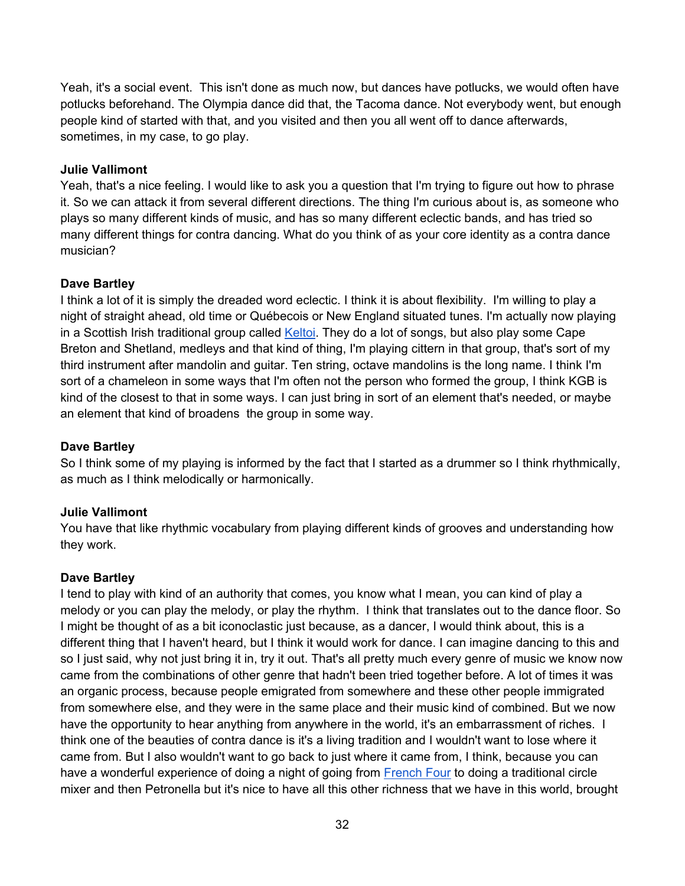Yeah, it's a social event. This isn't done as much now, but dances have potlucks, we would often have potlucks beforehand. The Olympia dance did that, the Tacoma dance. Not everybody went, but enough people kind of started with that, and you visited and then you all went off to dance afterwards, sometimes, in my case, to go play.

**Julie Vallimont**
Yeah, that's a nice feeling. I would like to ask you a question that I'm trying to figure out how to phrase it. So we can attack it from several different directions. The thing I'm curious about is, as someone who plays so many different kinds of music, and has so many different eclectic bands, and has tried so many different things for contra dancing. What do you think of as your core identity as a contra dance musician?

**Dave Bartley**
I think a lot of it is simply the dreaded word eclectic. I think it is about flexibility. I'm willing to play a night of straight ahead, old time or Québecois or New England situated tunes. I'm actually now playing in a Scottish Irish traditional group called [Keltoi](). They do a lot of songs, but also play some Cape Breton and Shetland, medleys and that kind of thing, I'm playing cittern in that group, that's sort of my third instrument after mandolin and guitar. Ten string, octave mandolins is the long name. I think I'm sort of a chameleon in some ways that I'm often not the person who formed the group, I think KGB is kind of the closest to that in some ways. I can just bring in sort of an element that's needed, or maybe an element that kind of broadens the group in some way.

**Dave Bartley**
So I think some of my playing is informed by the fact that I started as a drummer so I think rhythmically, as much as I think melodically or harmonically.

**Julie Vallimont**
You have that like rhythmic vocabulary from playing different kinds of grooves and understanding how they work.

**Dave Bartley**
I tend to play with kind of an authority that comes, you know what I mean, you can kind of play a melody or you can play the melody, or play the rhythm. I think that translates out to the dance floor. So I might be thought of as a bit iconoclastic just because, as a dancer, I would think about, this is a different thing that I haven't heard, but I think it would work for dance. I can imagine dancing to this and so I just said, why not just bring it in, try it out. That's all pretty much every genre of music we know now came from the combinations of other genre that hadn't been tried together before. A lot of times it was an organic process, because people emigrated from somewhere and these other people immigrated from somewhere else, and they were in the same place and their music kind of combined. But we now have the opportunity to hear anything from anywhere in the world, it's an embarrassment of riches. I think one of the beauties of contra dance is it's a living tradition and I wouldn't want to lose where it came from. But I also wouldn't want to go back to just where it came from, I think, because you can have a wonderful experience of doing a night of going from [French Four]() to doing a traditional circle mixer and then Petronella but it's nice to have all this other richness that we have in this world, brought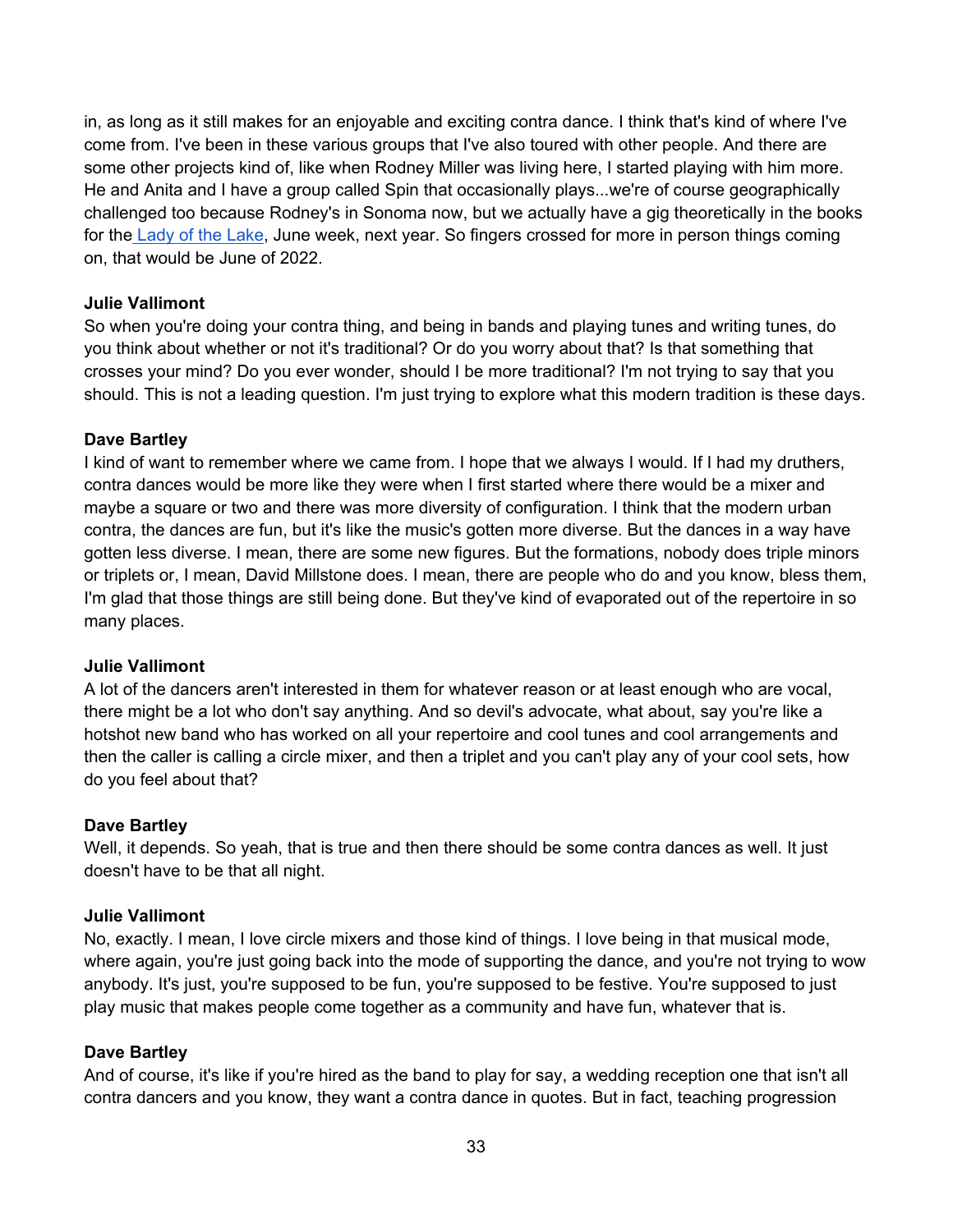in, as long as it still makes for an enjoyable and exciting contra dance. I think that's kind of where I've come from. I've been in these various groups that I've also toured with other people. And there are some other projects kind of, like when Rodney Miller was living here, I started playing with him more. He and Anita and I have a group called Spin that occasionally plays...we're of course geographically challenged too because Rodney's in Sonoma now, but we actually have a gig theoretically in the books for the Lady of the Lake, June week, next year. So fingers crossed for more in person things coming on, that would be June of 2022.

**Julie Vallimont**
So when you're doing your contra thing, and being in bands and playing tunes and writing tunes, do you think about whether or not it's traditional? Or do you worry about that? Is that something that crosses your mind? Do you ever wonder, should I be more traditional? I'm not trying to say that you should. This is not a leading question. I'm just trying to explore what this modern tradition is these days.

**Dave Bartley**
I kind of want to remember where we came from. I hope that we always I would. If I had my druthers, contra dances would be more like they were when I first started where there would be a mixer and maybe a square or two and there was more diversity of configuration. I think that the modern urban contra, the dances are fun, but it's like the music's gotten more diverse. But the dances in a way have gotten less diverse. I mean, there are some new figures. But the formations, nobody does triple minors or triplets or, I mean, David Millstone does. I mean, there are people who do and you know, bless them, I'm glad that those things are still being done. But they've kind of evaporated out of the repertoire in so many places.

**Julie Vallimont**
A lot of the dancers aren't interested in them for whatever reason or at least enough who are vocal, there might be a lot who don't say anything. And so devil's advocate, what about, say you're like a hotshot new band who has worked on all your repertoire and cool tunes and cool arrangements and then the caller is calling a circle mixer, and then a triplet and you can't play any of your cool sets, how do you feel about that?

**Dave Bartley**
Well, it depends. So yeah, that is true and then there should be some contra dances as well. It just doesn't have to be that all night.

**Julie Vallimont**
No, exactly. I mean, I love circle mixers and those kind of things. I love being in that musical mode, where again, you're just going back into the mode of supporting the dance, and you're not trying to wow anybody. It's just, you're supposed to be fun, you're supposed to be festive. You're supposed to just play music that makes people come together as a community and have fun, whatever that is.

**Dave Bartley**
And of course, it's like if you're hired as the band to play for say, a wedding reception one that isn't all contra dancers and you know, they want a contra dance in quotes. But in fact, teaching progression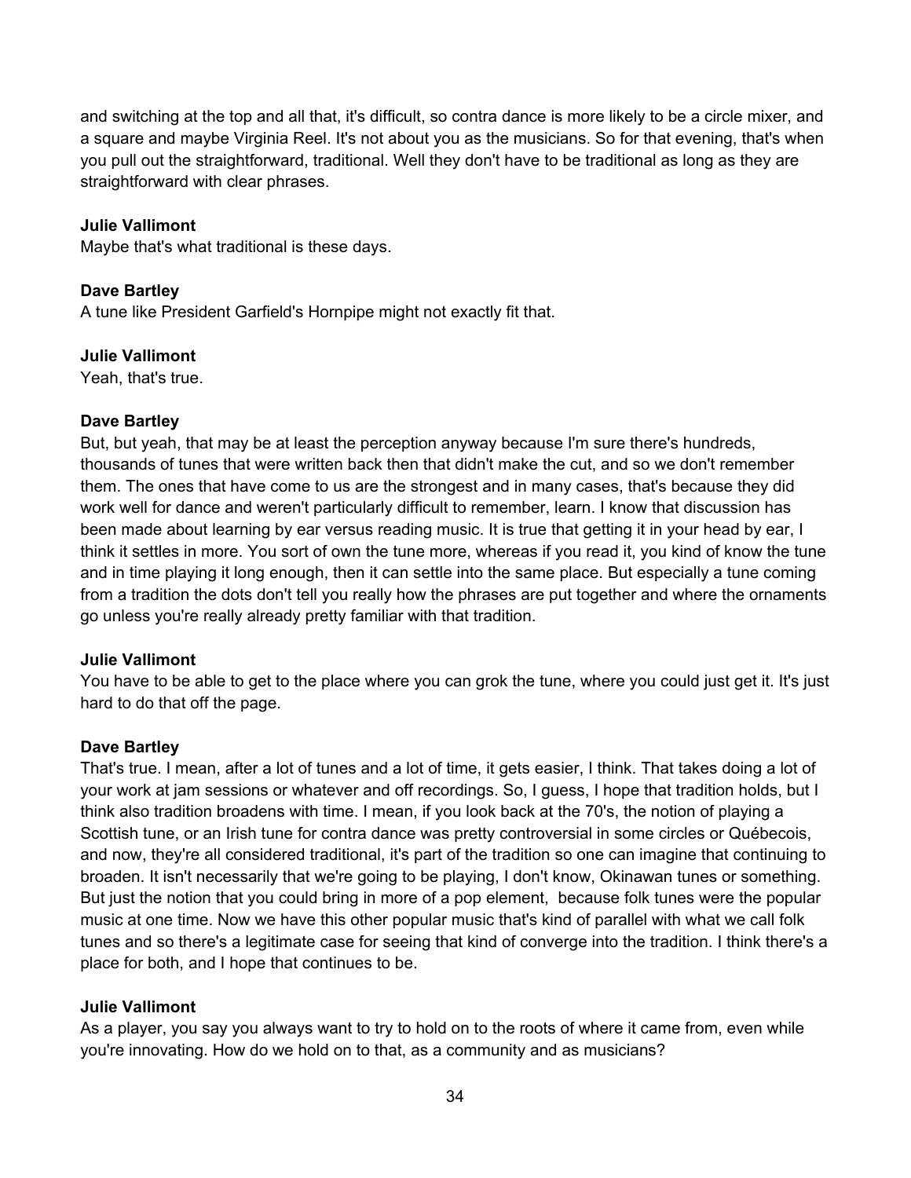and switching at the top and all that, it's difficult, so contra dance is more likely to be a circle mixer, and a square and maybe Virginia Reel. It's not about you as the musicians. So for that evening, that's when you pull out the straightforward, traditional. Well they don't have to be traditional as long as they are straightforward with clear phrases.

**Julie Vallimont**
Maybe that's what traditional is these days.

**Dave Bartley**
A tune like President Garfield's Hornpipe might not exactly fit that.

**Julie Vallimont**
Yeah, that's true.

**Dave Bartley**
But, but yeah, that may be at least the perception anyway because I'm sure there's hundreds, thousands of tunes that were written back then that didn't make the cut, and so we don't remember them. The ones that have come to us are the strongest and in many cases, that's because they did work well for dance and weren't particularly difficult to remember, learn. I know that discussion has been made about learning by ear versus reading music. It is true that getting it in your head by ear, I think it settles in more. You sort of own the tune more, whereas if you read it, you kind of know the tune and in time playing it long enough, then it can settle into the same place. But especially a tune coming from a tradition the dots don't tell you really how the phrases are put together and where the ornaments go unless you're really already pretty familiar with that tradition.

**Julie Vallimont**
You have to be able to get to the place where you can grok the tune, where you could just get it. It's just hard to do that off the page.

**Dave Bartley**
That's true. I mean, after a lot of tunes and a lot of time, it gets easier, I think. That takes doing a lot of your work at jam sessions or whatever and off recordings. So, I guess, I hope that tradition holds, but I think also tradition broadens with time. I mean, if you look back at the 70's, the notion of playing a Scottish tune, or an Irish tune for contra dance was pretty controversial in some circles or Québecois, and now, they're all considered traditional, it's part of the tradition so one can imagine that continuing to broaden. It isn't necessarily that we're going to be playing, I don't know, Okinawan tunes or something. But just the notion that you could bring in more of a pop element, because folk tunes were the popular music at one time. Now we have this other popular music that's kind of parallel with what we call folk tunes and so there's a legitimate case for seeing that kind of converge into the tradition. I think there's a place for both, and I hope that continues to be.

**Julie Vallimont**
As a player, you say you always want to try to hold on to the roots of where it came from, even while you're innovating. How do we hold on to that, as a community and as musicians?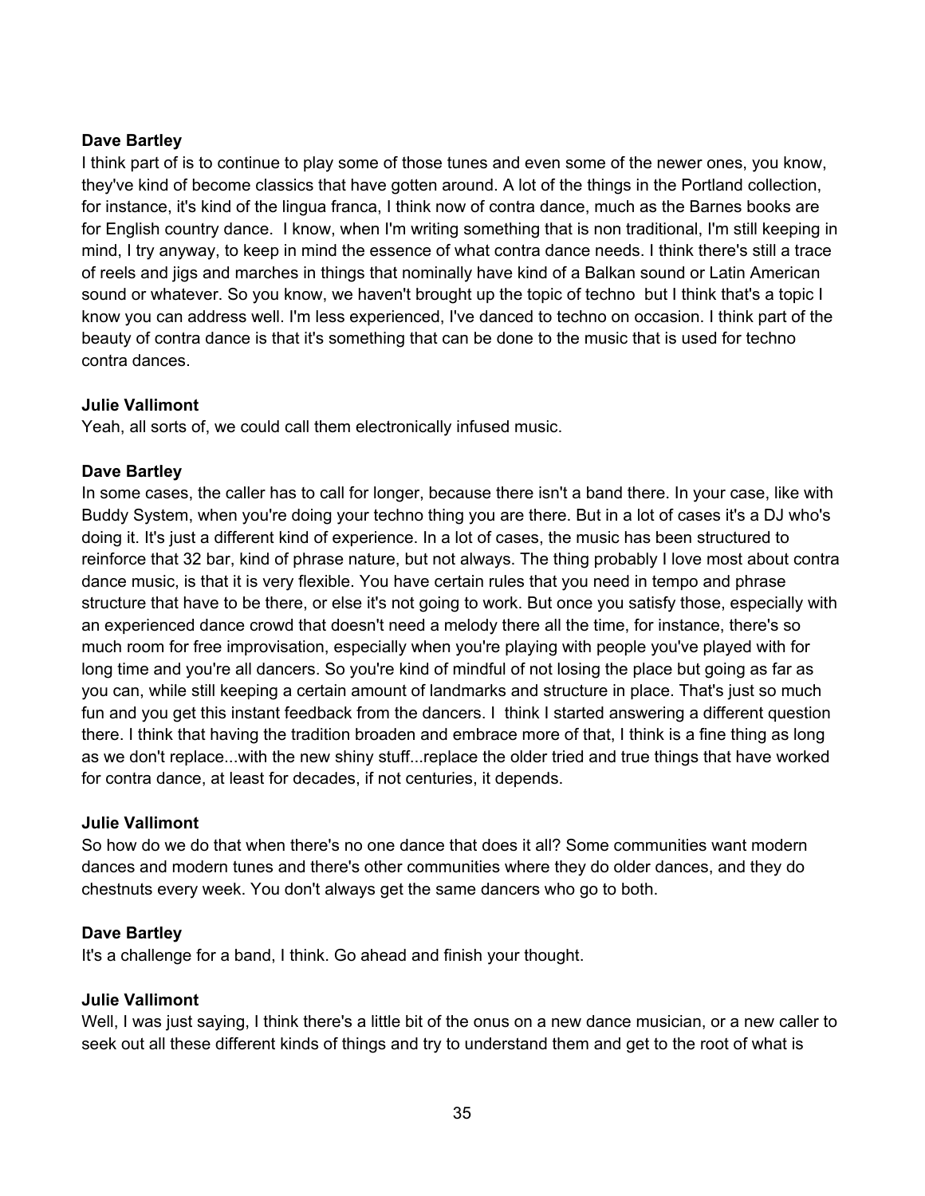**Dave Bartley**
I think part of is to continue to play some of those tunes and even some of the newer ones, you know, they've kind of become classics that have gotten around. A lot of the things in the Portland collection, for instance, it's kind of the lingua franca, I think now of contra dance, much as the Barnes books are for English country dance. I know, when I'm writing something that is non traditional, I'm still keeping in mind, I try anyway, to keep in mind the essence of what contra dance needs. I think there's still a trace of reels and jigs and marches in things that nominally have kind of a Balkan sound or Latin American sound or whatever. So you know, we haven't brought up the topic of techno but I think that's a topic I know you can address well. I'm less experienced, I've danced to techno on occasion. I think part of the beauty of contra dance is that it's something that can be done to the music that is used for techno contra dances.

**Julie Vallimont**
Yeah, all sorts of, we could call them electronically infused music.

**Dave Bartley**
In some cases, the caller has to call for longer, because there isn't a band there. In your case, like with Buddy System, when you're doing your techno thing you are there. But in a lot of cases it's a DJ who's doing it. It's just a different kind of experience. In a lot of cases, the music has been structured to reinforce that 32 bar, kind of phrase nature, but not always. The thing probably I love most about contra dance music, is that it is very flexible. You have certain rules that you need in tempo and phrase structure that have to be there, or else it's not going to work. But once you satisfy those, especially with an experienced dance crowd that doesn't need a melody there all the time, for instance, there's so much room for free improvisation, especially when you're playing with people you've played with for long time and you're all dancers. So you're kind of mindful of not losing the place but going as far as you can, while still keeping a certain amount of landmarks and structure in place. That's just so much fun and you get this instant feedback from the dancers. I think I started answering a different question there. I think that having the tradition broaden and embrace more of that, I think is a fine thing as long as we don't replace...with the new shiny stuff...replace the older tried and true things that have worked for contra dance, at least for decades, if not centuries, it depends.

**Julie Vallimont**
So how do we do that when there's no one dance that does it all? Some communities want modern dances and modern tunes and there's other communities where they do older dances, and they do chestnuts every week. You don't always get the same dancers who go to both.

**Dave Bartley**
It's a challenge for a band, I think. Go ahead and finish your thought.

**Julie Vallimont**
Well, I was just saying, I think there's a little bit of the onus on a new dance musician, or a new caller to seek out all these different kinds of things and try to understand them and get to the root of what is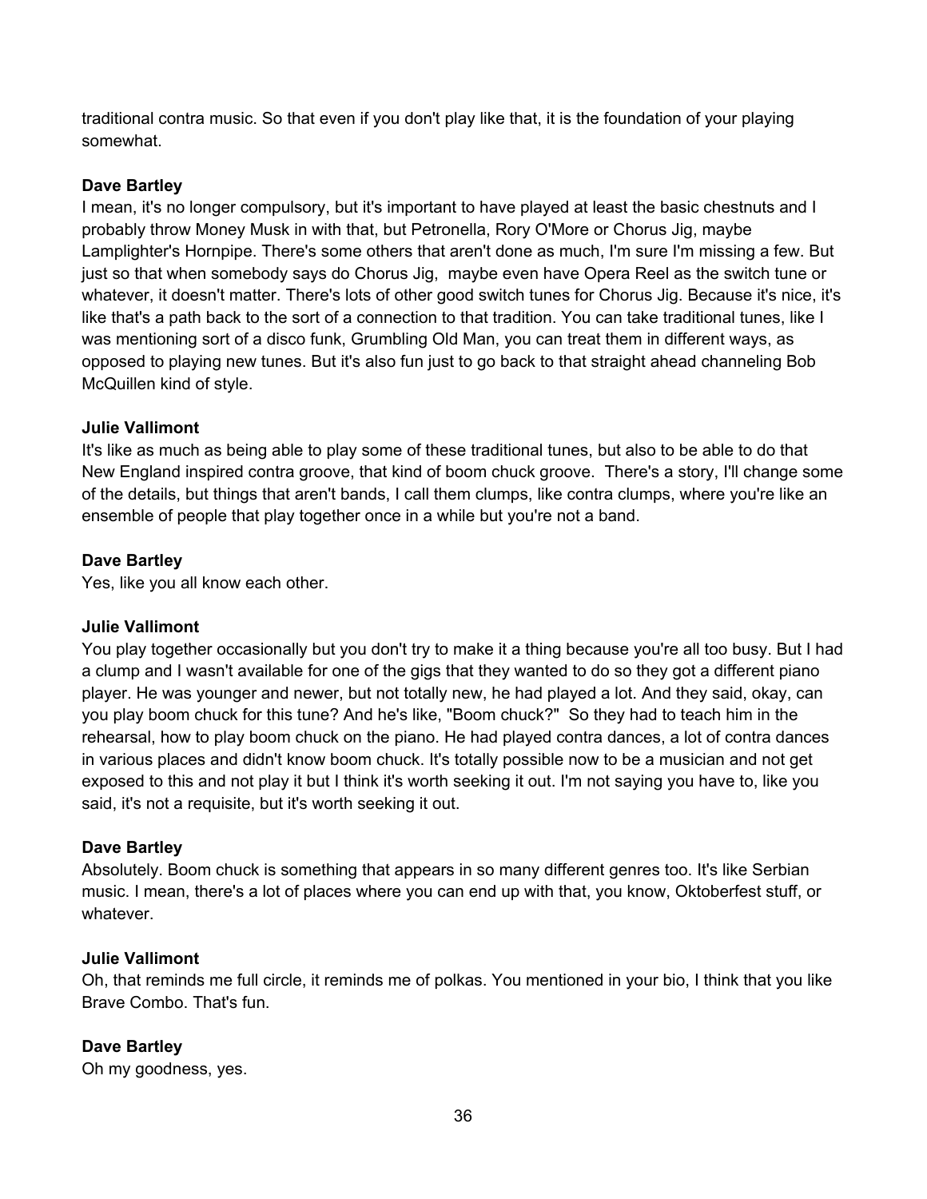traditional contra music. So that even if you don't play like that, it is the foundation of your playing somewhat.

**Dave Bartley**
I mean, it's no longer compulsory, but it's important to have played at least the basic chestnuts and I probably throw Money Musk in with that, but Petronella, Rory O'More or Chorus Jig, maybe Lamplighter's Hornpipe. There's some others that aren't done as much, I'm sure I'm missing a few. But just so that when somebody says do Chorus Jig, maybe even have Opera Reel as the switch tune or whatever, it doesn't matter. There's lots of other good switch tunes for Chorus Jig. Because it's nice, it's like that's a path back to the sort of a connection to that tradition. You can take traditional tunes, like I was mentioning sort of a disco funk, Grumbling Old Man, you can treat them in different ways, as opposed to playing new tunes. But it's also fun just to go back to that straight ahead channeling Bob McQuillen kind of style.

**Julie Vallimont**
It's like as much as being able to play some of these traditional tunes, but also to be able to do that New England inspired contra groove, that kind of boom chuck groove. There's a story, I'll change some of the details, but things that aren't bands, I call them clumps, like contra clumps, where you're like an ensemble of people that play together once in a while but you're not a band.

**Dave Bartley**
Yes, like you all know each other.

**Julie Vallimont**
You play together occasionally but you don't try to make it a thing because you're all too busy. But I had a clump and I wasn't available for one of the gigs that they wanted to do so they got a different piano player. He was younger and newer, but not totally new, he had played a lot. And they said, okay, can you play boom chuck for this tune? And he's like, "Boom chuck?" So they had to teach him in the rehearsal, how to play boom chuck on the piano. He had played contra dances, a lot of contra dances in various places and didn't know boom chuck. It's totally possible now to be a musician and not get exposed to this and not play it but I think it's worth seeking it out. I'm not saying you have to, like you said, it's not a requisite, but it's worth seeking it out.

**Dave Bartley**
Absolutely. Boom chuck is something that appears in so many different genres too. It's like Serbian music. I mean, there's a lot of places where you can end up with that, you know, Oktoberfest stuff, or whatever.

**Julie Vallimont**
Oh, that reminds me full circle, it reminds me of polkas. You mentioned in your bio, I think that you like Brave Combo. That's fun.

**Dave Bartley**
Oh my goodness, yes.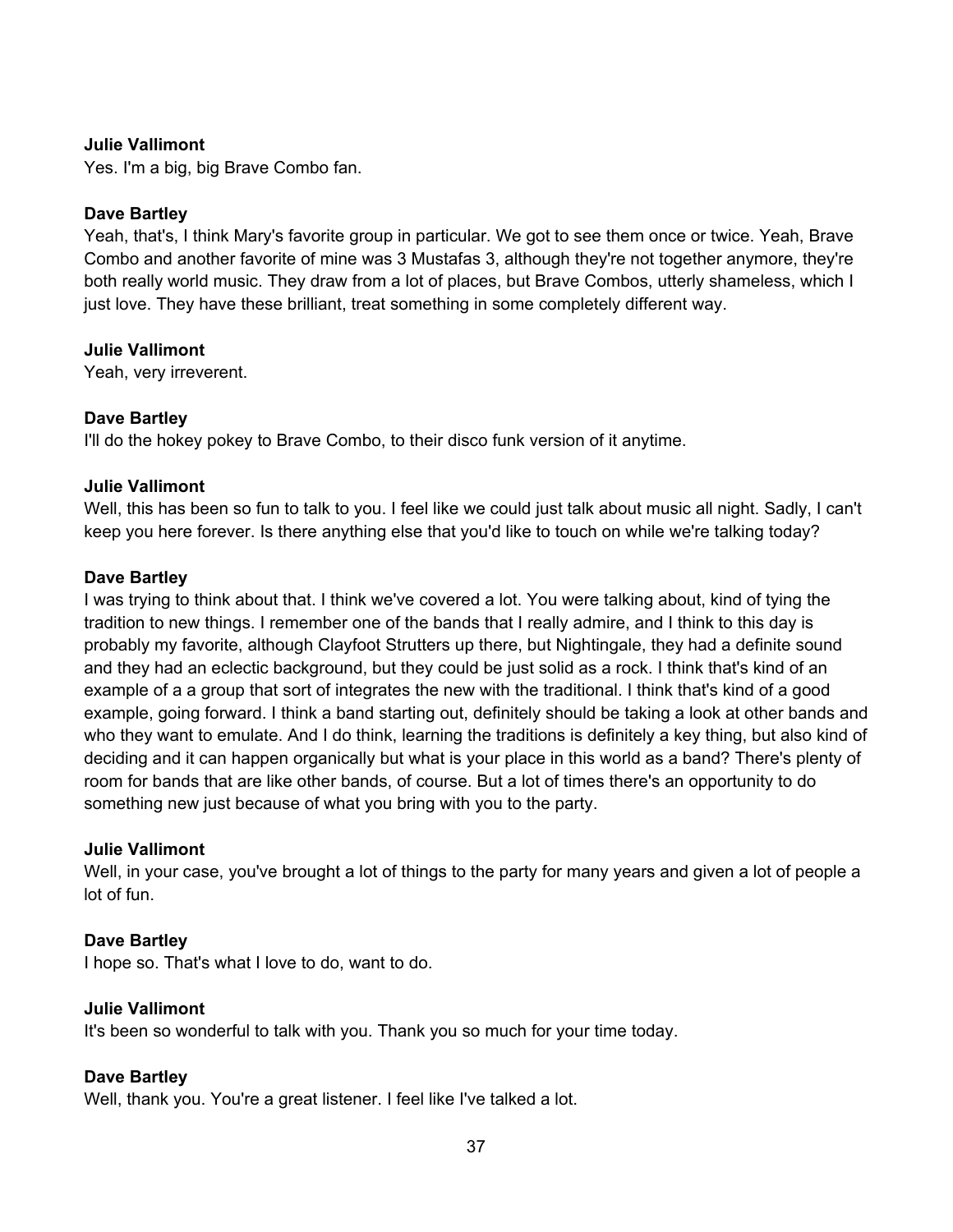**Julie Vallimont**
Yes. I'm a big, big Brave Combo fan.

**Dave Bartley**
Yeah, that's, I think Mary's favorite group in particular. We got to see them once or twice. Yeah, Brave Combo and another favorite of mine was 3 Mustafas 3, although they're not together anymore, they're both really world music. They draw from a lot of places, but Brave Combos, utterly shameless, which I just love. They have these brilliant, treat something in some completely different way.

**Julie Vallimont**
Yeah, very irreverent.

**Dave Bartley**
I'll do the hokey pokey to Brave Combo, to their disco funk version of it anytime.

**Julie Vallimont**
Well, this has been so fun to talk to you. I feel like we could just talk about music all night. Sadly, I can't keep you here forever. Is there anything else that you'd like to touch on while we're talking today?

**Dave Bartley**
I was trying to think about that. I think we've covered a lot. You were talking about, kind of tying the tradition to new things. I remember one of the bands that I really admire, and I think to this day is probably my favorite, although Clayfoot Strutters up there, but Nightingale, they had a definite sound and they had an eclectic background, but they could be just solid as a rock. I think that's kind of an example of a a group that sort of integrates the new with the traditional. I think that's kind of a good example, going forward. I think a band starting out, definitely should be taking a look at other bands and who they want to emulate. And I do think, learning the traditions is definitely a key thing, but also kind of deciding and it can happen organically but what is your place in this world as a band? There's plenty of room for bands that are like other bands, of course. But a lot of times there's an opportunity to do something new just because of what you bring with you to the party.

**Julie Vallimont**
Well, in your case, you've brought a lot of things to the party for many years and given a lot of people a lot of fun.

**Dave Bartley**
I hope so. That's what I love to do, want to do.

**Julie Vallimont**
It's been so wonderful to talk with you. Thank you so much for your time today.

**Dave Bartley**
Well, thank you. You're a great listener. I feel like I've talked a lot.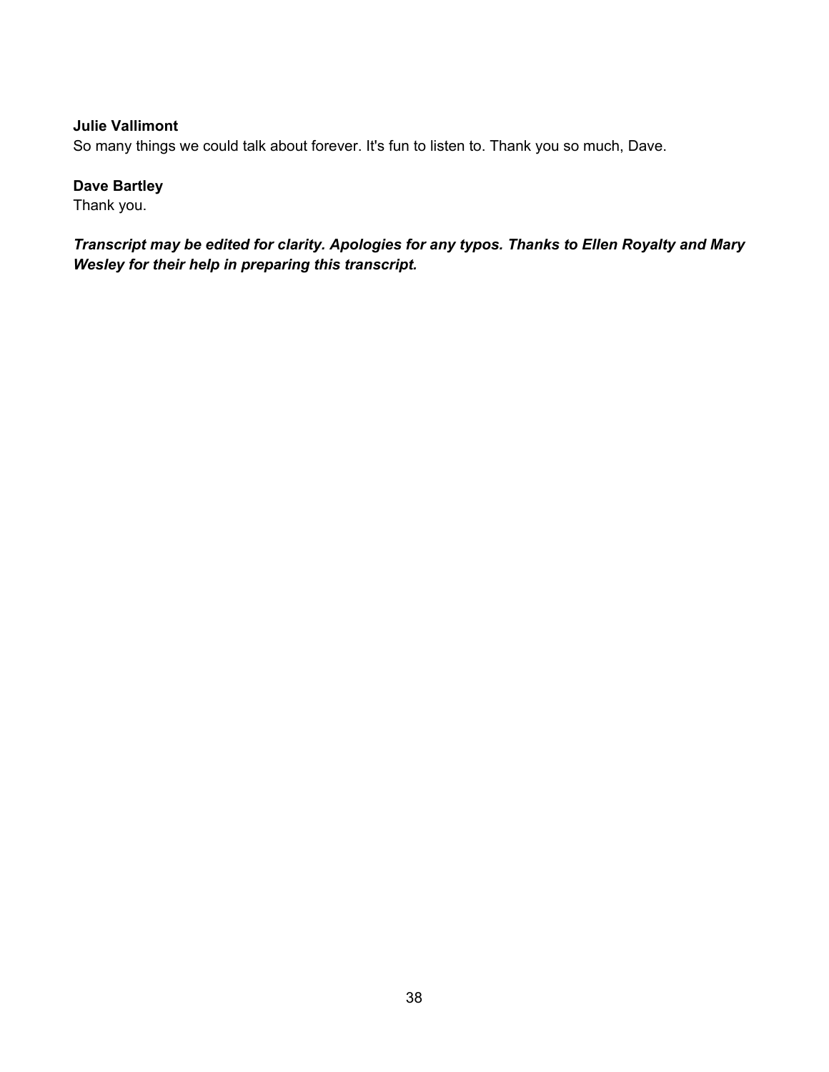**Julie Vallimont**
So many things we could talk about forever. It's fun to listen to. Thank you so much, Dave.

**Dave Bartley**
Thank you.

***Transcript may be edited for clarity. Apologies for any typos. Thanks to Ellen Royalty and Mary Wesley for their help in preparing this transcript.***